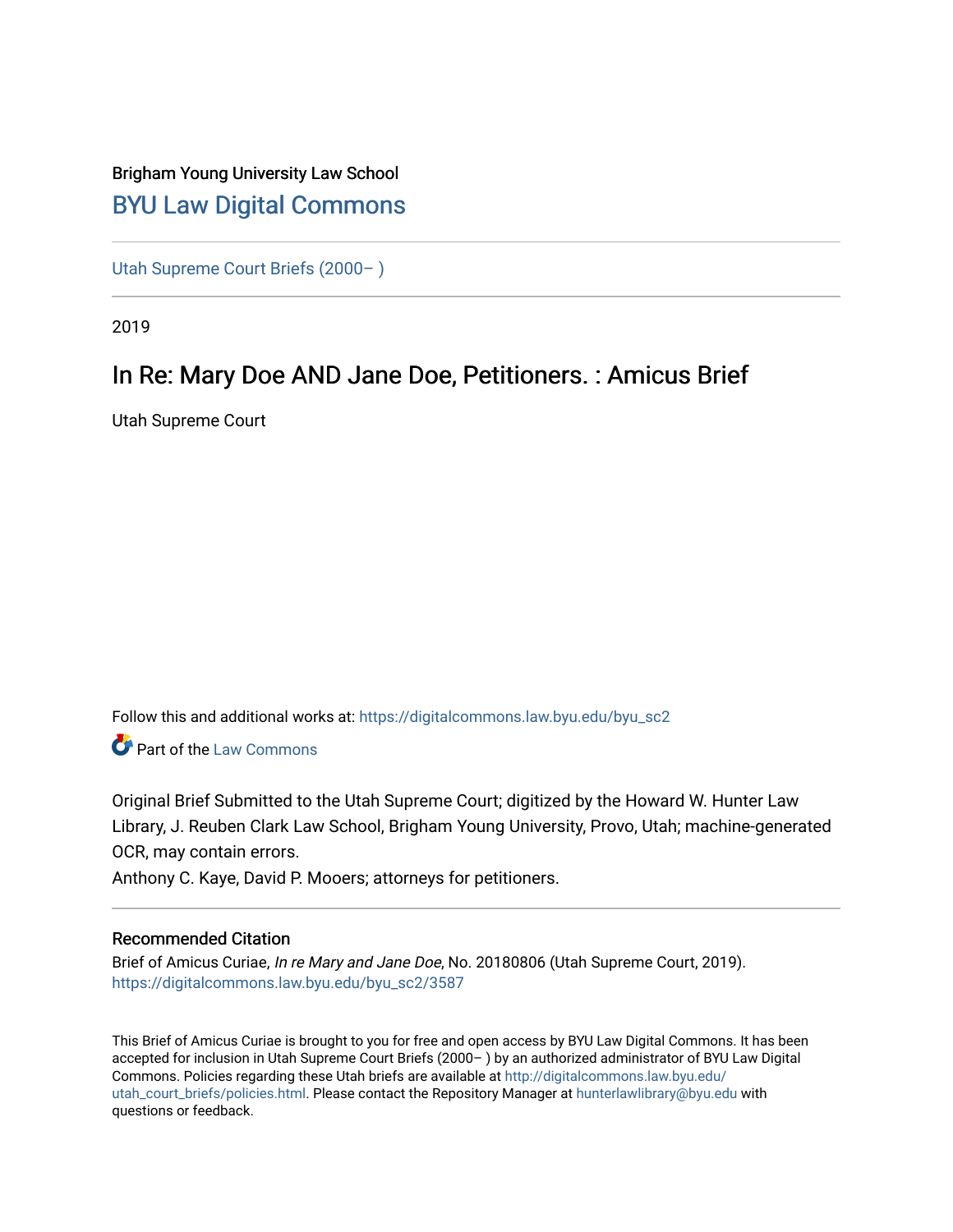Brigham Young University Law School

## BYU Law Digital Commons

Utah Supreme Court Briefs (2000– )

2019

# In Re: Mary Doe AND Jane Doe, Petitioners. : Amicus Brief

Utah Supreme Court

Follow this and additional works at: https://digitalcommons.law.byu.edu/byu_sc2

Part of the Law Commons

Original Brief Submitted to the Utah Supreme Court; digitized by the Howard W. Hunter Law Library, J. Reuben Clark Law School, Brigham Young University, Provo, Utah; machine-generated OCR, may contain errors.

Anthony C. Kaye, David P. Mooers; attorneys for petitioners.

### Recommended Citation

Brief of Amicus Curiae, *In re Mary and Jane Doe*, No. 20180806 (Utah Supreme Court, 2019).
https://digitalcommons.law.byu.edu/byu_sc2/3587

This Brief of Amicus Curiae is brought to you for free and open access by BYU Law Digital Commons. It has been accepted for inclusion in Utah Supreme Court Briefs (2000– ) by an authorized administrator of BYU Law Digital Commons. Policies regarding these Utah briefs are available at http://digitalcommons.law.byu.edu/utah_court_briefs/policies.html. Please contact the Repository Manager at hunterlawlibrary@byu.edu with questions or feedback.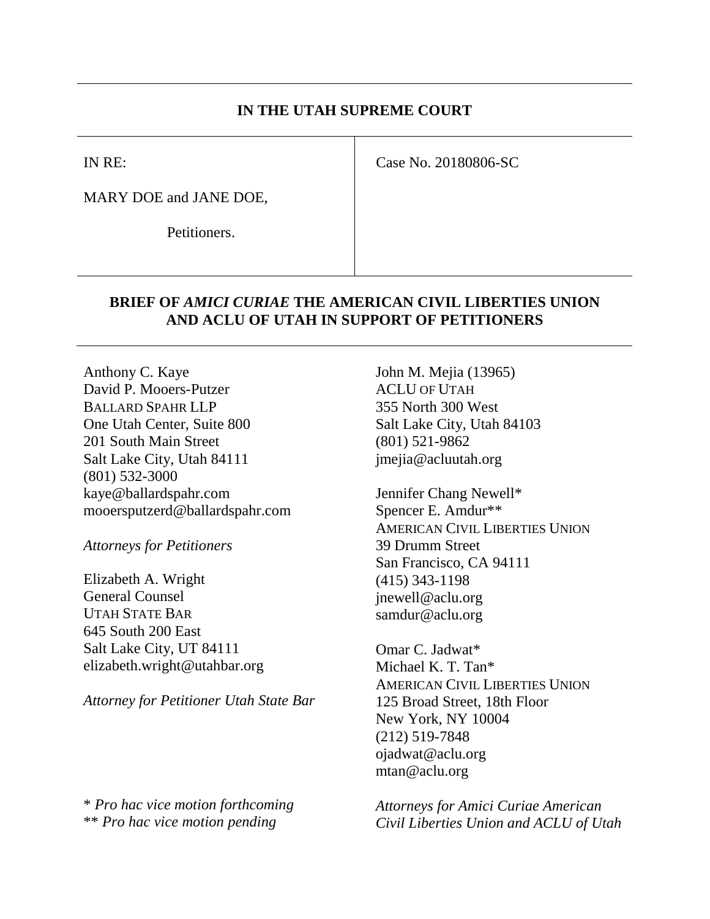**IN THE UTAH SUPREME COURT**

| IN RE: MARY DOE and JANE DOE, Petitioners. | Case No. 20180806-SC |
|---|---|

## BRIEF OF *AMICI CURIAE* THE AMERICAN CIVIL LIBERTIES UNION AND ACLU OF UTAH IN SUPPORT OF PETITIONERS

Anthony C. Kaye
David P. Mooers-Putzer
BALLARD SPAHR LLP
One Utah Center, Suite 800
201 South Main Street
Salt Lake City, Utah 84111
(801) 532-3000
kaye@ballardspahr.com
mooersputzerd@ballardspahr.com

*Attorneys for Petitioners*

Elizabeth A. Wright
General Counsel
UTAH STATE BAR
645 South 200 East
Salt Lake City, UT 84111
elizabeth.wright@utahbar.org

*Attorney for Petitioner Utah State Bar*

John M. Mejia (13965)
ACLU OF UTAH
355 North 300 West
Salt Lake City, Utah 84103
(801) 521-9862
jmejia@acluutah.org

Jennifer Chang Newell*
Spencer E. Amdur**
AMERICAN CIVIL LIBERTIES UNION
39 Drumm Street
San Francisco, CA 94111
(415) 343-1198
jnewell@aclu.org
samdur@aclu.org

Omar C. Jadwat*
Michael K. T. Tan*
AMERICAN CIVIL LIBERTIES UNION
125 Broad Street, 18th Floor
New York, NY 10004
(212) 519-7848
ojadwat@aclu.org
mtan@aclu.org

*Attorneys for Amici Curiae American Civil Liberties Union and ACLU of Utah*

\* *Pro hac vice motion forthcoming*
\*\* *Pro hac vice motion pending*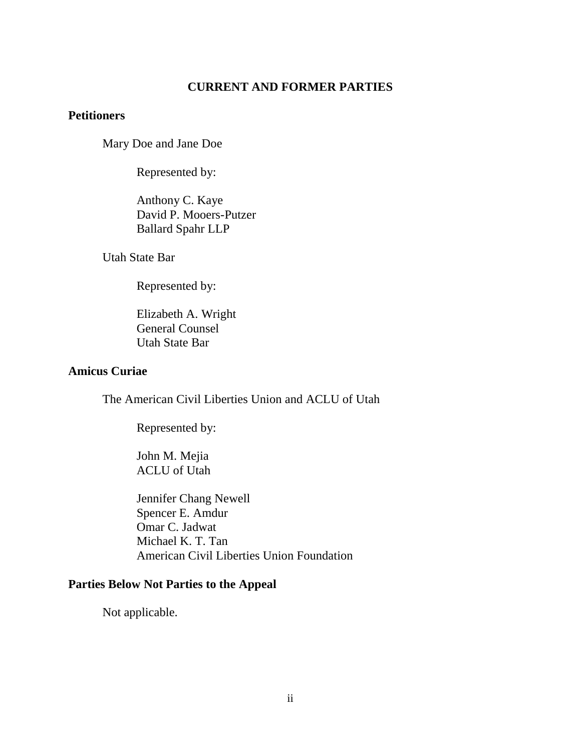## CURRENT AND FORMER PARTIES

### Petitioners

Mary Doe and Jane Doe

Represented by:

Anthony C. Kaye
David P. Mooers-Putzer
Ballard Spahr LLP

Utah State Bar

Represented by:

Elizabeth A. Wright
General Counsel
Utah State Bar

### Amicus Curiae

The American Civil Liberties Union and ACLU of Utah

Represented by:

John M. Mejia
ACLU of Utah

Jennifer Chang Newell
Spencer E. Amdur
Omar C. Jadwat
Michael K. T. Tan
American Civil Liberties Union Foundation

### Parties Below Not Parties to the Appeal

Not applicable.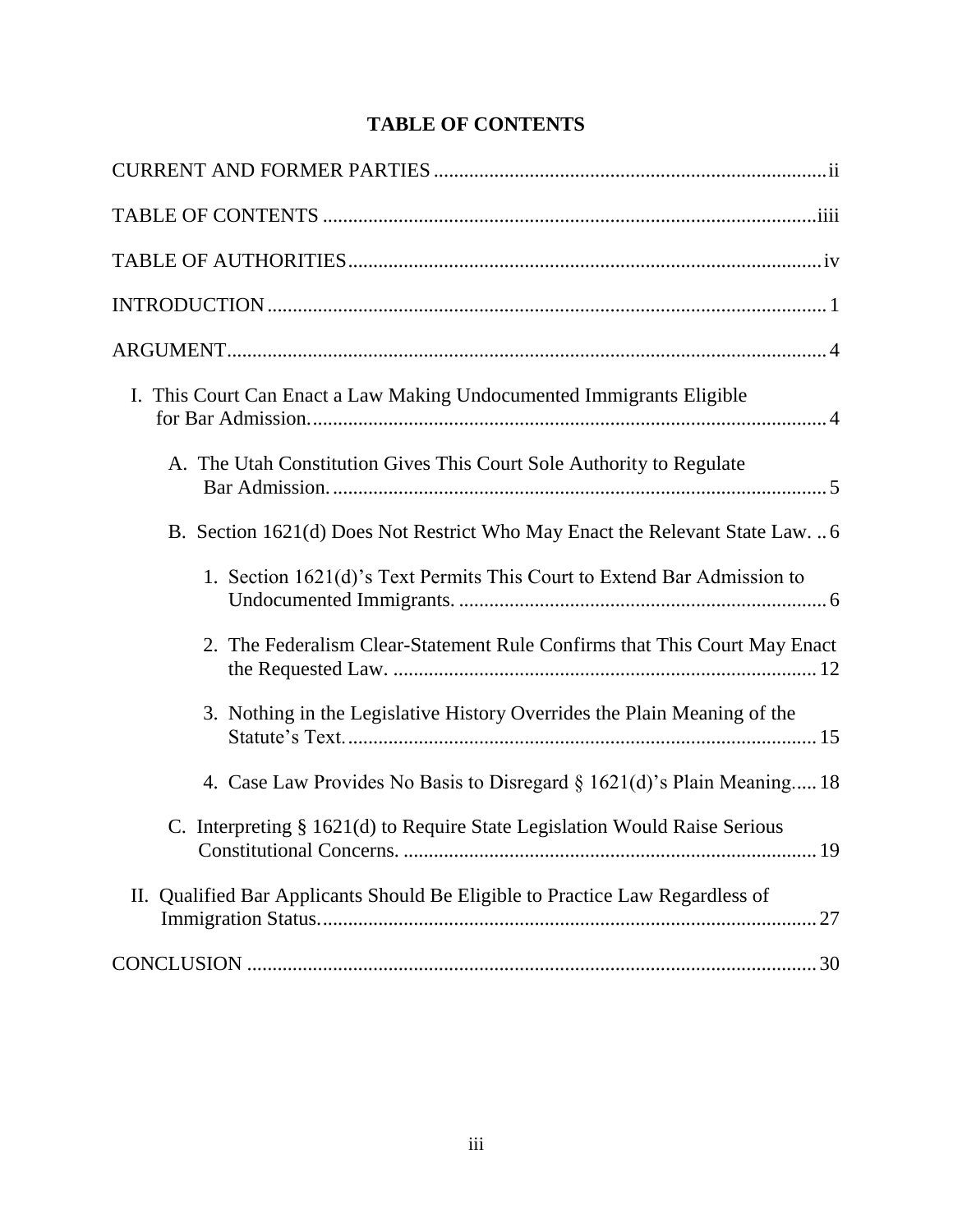# TABLE OF CONTENTS

CURRENT AND FORMER PARTIES ............................................................................ ii

TABLE OF CONTENTS ................................................................................................iiii

TABLE OF AUTHORITIES............................................................................................ iv

INTRODUCTION ............................................................................................................. 1

ARGUMENT....................................................................................................................... 4

- I. This Court Can Enact a Law Making Undocumented Immigrants Eligible for Bar Admission...................................................................................................... 4
  - A. The Utah Constitution Gives This Court Sole Authority to Regulate Bar Admission. ................................................................................................. 5
  - B. Section 1621(d) Does Not Restrict Who May Enact the Relevant State Law. .. 6
    - 1. Section 1621(d)'s Text Permits This Court to Extend Bar Admission to Undocumented Immigrants. ....................................................................... 6
    - 2. The Federalism Clear-Statement Rule Confirms that This Court May Enact the Requested Law. .................................................................................. 12
    - 3. Nothing in the Legislative History Overrides the Plain Meaning of the Statute's Text........................................................................................... 15
    - 4. Case Law Provides No Basis to Disregard § 1621(d)'s Plain Meaning..... 18
  - C. Interpreting § 1621(d) to Require State Legislation Would Raise Serious Constitutional Concerns. ................................................................................ 19
- II. Qualified Bar Applicants Should Be Eligible to Practice Law Regardless of Immigration Status................................................................................................. 27

CONCLUSION ................................................................................................................ 30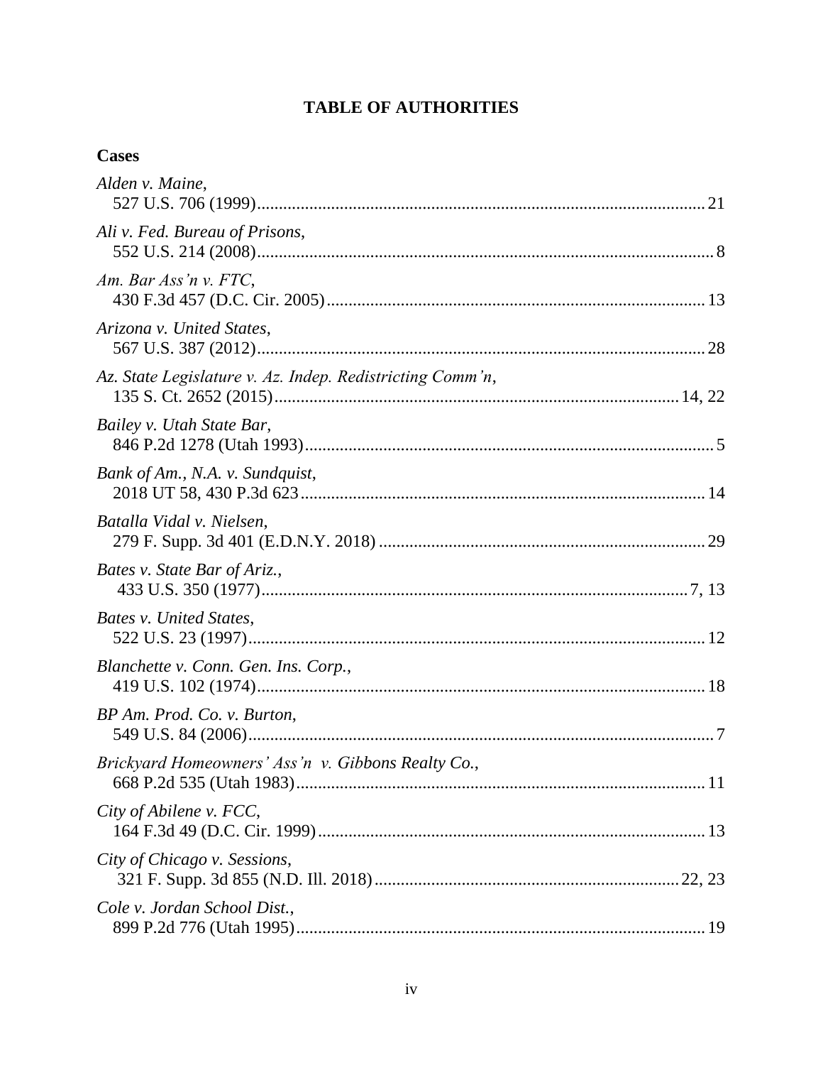# TABLE OF AUTHORITIES

## Cases

*Alden v. Maine*,
527 U.S. 706 (1999) ..................... 21

*Ali v. Fed. Bureau of Prisons*,
552 U.S. 214 (2008) ..................... 8

*Am. Bar Ass'n v. FTC*,
430 F.3d 457 (D.C. Cir. 2005) ..................... 13

*Arizona v. United States*,
567 U.S. 387 (2012) ..................... 28

*Az. State Legislature v. Az. Indep. Redistricting Comm'n*,
135 S. Ct. 2652 (2015) ..................... 14, 22

*Bailey v. Utah State Bar*,
846 P.2d 1278 (Utah 1993) ..................... 5

*Bank of Am., N.A. v. Sundquist*,
2018 UT 58, 430 P.3d 623 ..................... 14

*Batalla Vidal v. Nielsen*,
279 F. Supp. 3d 401 (E.D.N.Y. 2018) ..................... 29

*Bates v. State Bar of Ariz.*,
433 U.S. 350 (1977) ..................... 7, 13

*Bates v. United States*,
522 U.S. 23 (1997) ..................... 12

*Blanchette v. Conn. Gen. Ins. Corp.*,
419 U.S. 102 (1974) ..................... 18

*BP Am. Prod. Co. v. Burton*,
549 U.S. 84 (2006) ..................... 7

*Brickyard Homeowners' Ass'n v. Gibbons Realty Co.*,
668 P.2d 535 (Utah 1983) ..................... 11

*City of Abilene v. FCC*,
164 F.3d 49 (D.C. Cir. 1999) ..................... 13

*City of Chicago v. Sessions*,
321 F. Supp. 3d 855 (N.D. Ill. 2018) ..................... 22, 23

*Cole v. Jordan School Dist.*,
899 P.2d 776 (Utah 1995) ..................... 19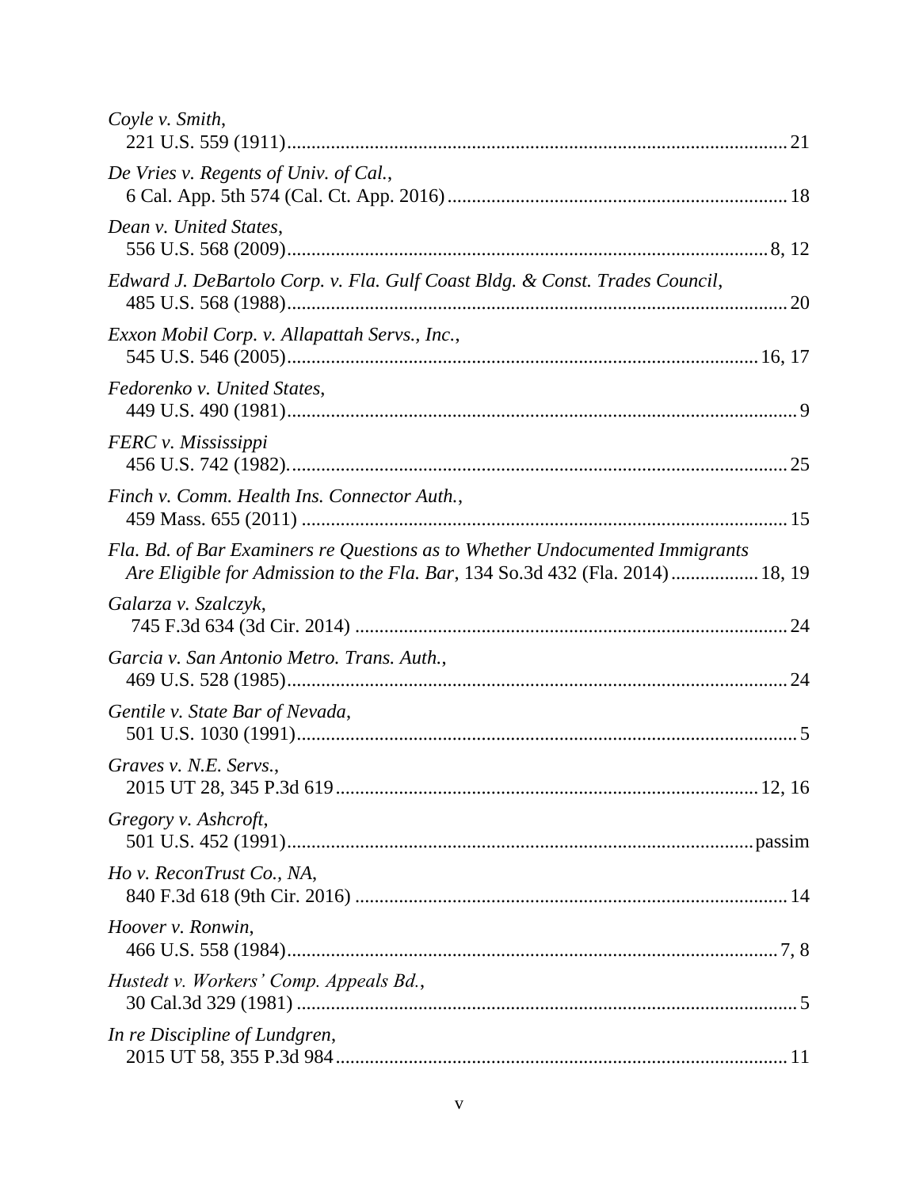*Coyle v. Smith*,
221 U.S. 559 (1911)....................................................................................................21

*De Vries v. Regents of Univ. of Cal.*,
6 Cal. App. 5th 574 (Cal. Ct. App. 2016).....................................................................18

*Dean v. United States*,
556 U.S. 568 (2009)...............................................................................................8, 12

*Edward J. DeBartolo Corp. v. Fla. Gulf Coast Bldg. & Const. Trades Council*,
485 U.S. 568 (1988)....................................................................................................20

*Exxon Mobil Corp. v. Allapattah Servs., Inc.*,
545 U.S. 546 (2005)..............................................................................................16, 17

*Fedorenko v. United States*,
449 U.S. 490 (1981)......................................................................................................9

*FERC v. Mississippi*
456 U.S. 742 (1982).....................................................................................................25

*Finch v. Comm. Health Ins. Connector Auth.*,
459 Mass. 655 (2011) ..................................................................................................15

*Fla. Bd. of Bar Examiners re Questions as to Whether Undocumented Immigrants Are Eligible for Admission to the Fla. Bar*, 134 So.3d 432 (Fla. 2014).................18, 19

*Galarza v. Szalczyk*,
745 F.3d 634 (3d Cir. 2014) ........................................................................................24

*Garcia v. San Antonio Metro. Trans. Auth.*,
469 U.S. 528 (1985).....................................................................................................24

*Gentile v. State Bar of Nevada*,
501 U.S. 1030 (1991)....................................................................................................5

*Graves v. N.E. Servs.*,
2015 UT 28, 345 P.3d 619....................................................................................12, 16

*Gregory v. Ashcroft*,
501 U.S. 452 (1991)...............................................................................................passim

*Ho v. ReconTrust Co., NA*,
840 F.3d 618 (9th Cir. 2016) .......................................................................................14

*Hoover v. Ronwin*,
466 U.S. 558 (1984)...................................................................................................7, 8

*Hustedt v. Workers' Comp. Appeals Bd.*,
30 Cal.3d 329 (1981) .....................................................................................................5

*In re Discipline of Lundgren*,
2015 UT 58, 355 P.3d 984............................................................................................11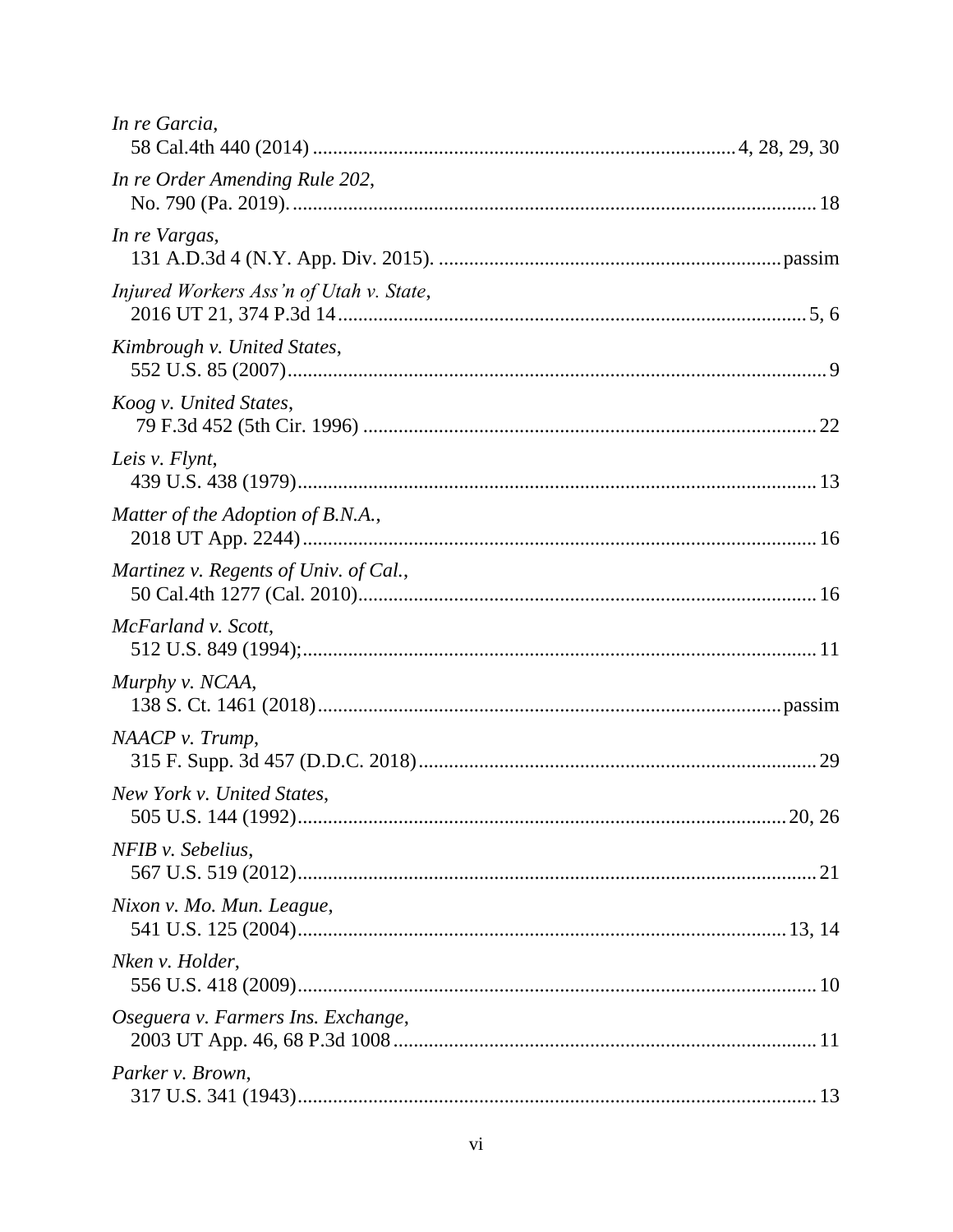*In re Garcia*,
58 Cal.4th 440 (2014) .................................................................................... 4, 28, 29, 30

*In re Order Amending Rule 202*,
No. 790 (Pa. 2019). ......................................................................................................... 18

*In re Vargas*,
131 A.D.3d 4 (N.Y. App. Div. 2015). ..................................................................... passim

*Injured Workers Ass'n of Utah v. State*,
2016 UT 21, 374 P.3d 14 ............................................................................................. 5, 6

*Kimbrough v. United States*,
552 U.S. 85 (2007) ........................................................................................................... 9

*Koog v. United States*,
79 F.3d 452 (5th Cir. 1996) .......................................................................................... 22

*Leis v. Flynt*,
439 U.S. 438 (1979) ....................................................................................................... 13

*Matter of the Adoption of B.N.A.*,
2018 UT App. 2244) ...................................................................................................... 16

*Martinez v. Regents of Univ. of Cal.*,
50 Cal.4th 1277 (Cal. 2010) ........................................................................................... 16

*McFarland v. Scott*,
512 U.S. 849 (1994); ..................................................................................................... 11

*Murphy v. NCAA*,
138 S. Ct. 1461 (2018) ............................................................................................ passim

*NAACP v. Trump*,
315 F. Supp. 3d 457 (D.D.C. 2018) ............................................................................... 29

*New York v. United States*,
505 U.S. 144 (1992) ................................................................................................ 20, 26

*NFIB v. Sebelius*,
567 U.S. 519 (2012) ....................................................................................................... 21

*Nixon v. Mo. Mun. League*,
541 U.S. 125 (2004) ................................................................................................ 13, 14

*Nken v. Holder*,
556 U.S. 418 (2009) ....................................................................................................... 10

*Oseguera v. Farmers Ins. Exchange*,
2003 UT App. 46, 68 P.3d 1008 .................................................................................... 11

*Parker v. Brown*,
317 U.S. 341 (1943) ....................................................................................................... 13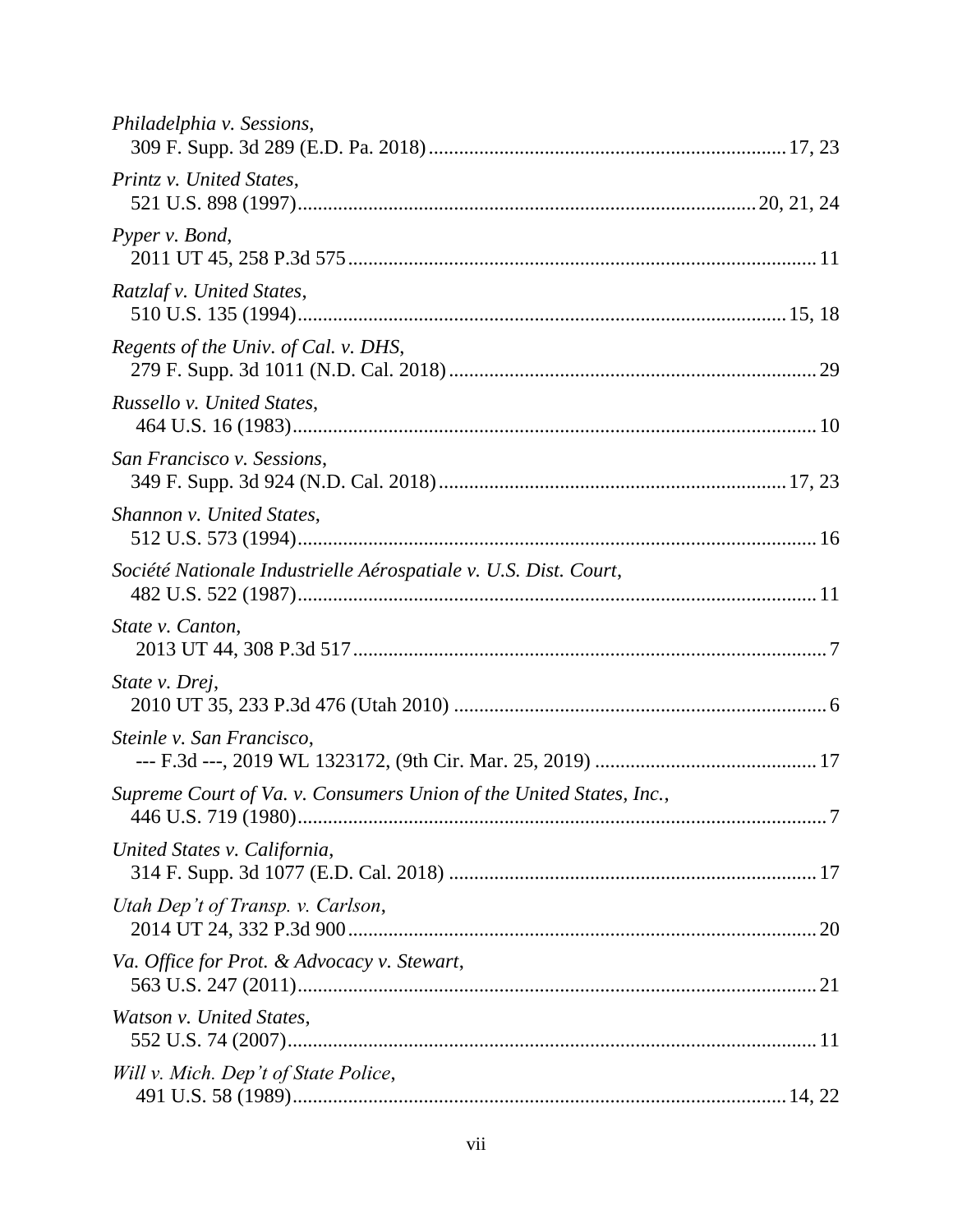*Philadelphia v. Sessions*,
309 F. Supp. 3d 289 (E.D. Pa. 2018) ..................................................................... 17, 23

*Printz v. United States*,
521 U.S. 898 (1997) ......................................................................................... 20, 21, 24

*Pyper v. Bond*,
2011 UT 45, 258 P.3d 575 ............................................................................................ 11

*Ratzlaf v. United States*,
510 U.S. 135 (1994) ................................................................................................ 15, 18

*Regents of the Univ. of Cal. v. DHS*,
279 F. Supp. 3d 1011 (N.D. Cal. 2018) ....................................................................... 29

*Russello v. United States*,
464 U.S. 16 (1983) ....................................................................................................... 10

*San Francisco v. Sessions*,
349 F. Supp. 3d 924 (N.D. Cal. 2018) .................................................................. 17, 23

*Shannon v. United States*,
512 U.S. 573 (1994) ..................................................................................................... 16

*Société Nationale Industrielle Aérospatiale v. U.S. Dist. Court*,
482 U.S. 522 (1987) ..................................................................................................... 11

*State v. Canton*,
2013 UT 44, 308 P.3d 517 ............................................................................................. 7

*State v. Drej*,
2010 UT 35, 233 P.3d 476 (Utah 2010) ......................................................................... 6

*Steinle v. San Francisco*,
--- F.3d ---, 2019 WL 1323172, (9th Cir. Mar. 25, 2019) ........................................... 17

*Supreme Court of Va. v. Consumers Union of the United States, Inc.*,
446 U.S. 719 (1980) ....................................................................................................... 7

*United States v. California*,
314 F. Supp. 3d 1077 (E.D. Cal. 2018) ........................................................................ 17

*Utah Dep't of Transp. v. Carlson*,
2014 UT 24, 332 P.3d 900 ........................................................................................... 20

*Va. Office for Prot. & Advocacy v. Stewart*,
563 U.S. 247 (2011) ..................................................................................................... 21

*Watson v. United States*,
552 U.S. 74 (2007) ....................................................................................................... 11

*Will v. Mich. Dep't of State Police*,
491 U.S. 58 (1989) ................................................................................................. 14, 22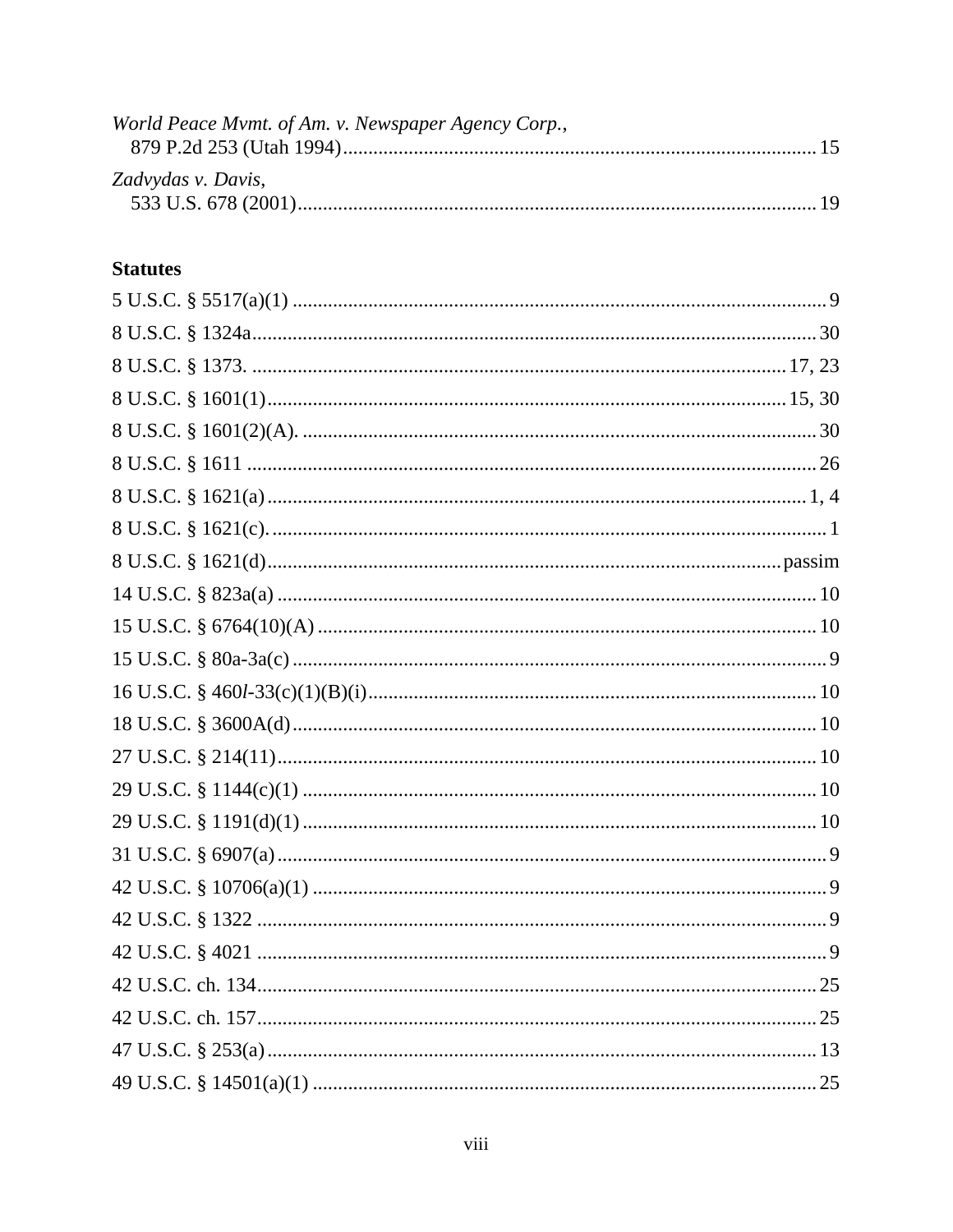*World Peace Mvmt. of Am. v. Newspaper Agency Corp.*,
879 P.2d 253 (Utah 1994) ........................................................................................ 15

*Zadvydas v. Davis*,
533 U.S. 678 (2001) .................................................................................................. 19

**Statutes**

5 U.S.C. § 5517(a)(1) ..................................................................................................... 9

8 U.S.C. § 1324a ........................................................................................................... 30

8 U.S.C. § 1373. ..................................................................................................... 17, 23

8 U.S.C. § 1601(1) .................................................................................................. 15, 30

8 U.S.C. § 1601(2)(A). .................................................................................................. 30

8 U.S.C. § 1611 ............................................................................................................. 26

8 U.S.C. § 1621(a) ....................................................................................................... 1, 4

8 U.S.C. § 1621(c). .......................................................................................................... 1

8 U.S.C. § 1621(d) ................................................................................................... passim

14 U.S.C. § 823a(a) ....................................................................................................... 10

15 U.S.C. § 6764(10)(A) ............................................................................................... 10

15 U.S.C. § 80a-3a(c) ...................................................................................................... 9

16 U.S.C. § 460*l*-33(c)(1)(B)(i) ..................................................................................... 10

18 U.S.C. § 3600A(d) .................................................................................................... 10

27 U.S.C. § 214(11) ....................................................................................................... 10

29 U.S.C. § 1144(c)(1) .................................................................................................. 10

29 U.S.C. § 1191(d)(1) .................................................................................................. 10

31 U.S.C. § 6907(a) ......................................................................................................... 9

42 U.S.C. § 10706(a)(1) ................................................................................................... 9

42 U.S.C. § 1322 ............................................................................................................. 9

42 U.S.C. § 4021 ............................................................................................................. 9

42 U.S.C. ch. 134 ........................................................................................................... 25

42 U.S.C. ch. 157 ........................................................................................................... 25

47 U.S.C. § 253(a) ......................................................................................................... 13

49 U.S.C. § 14501(a)(1) ................................................................................................ 25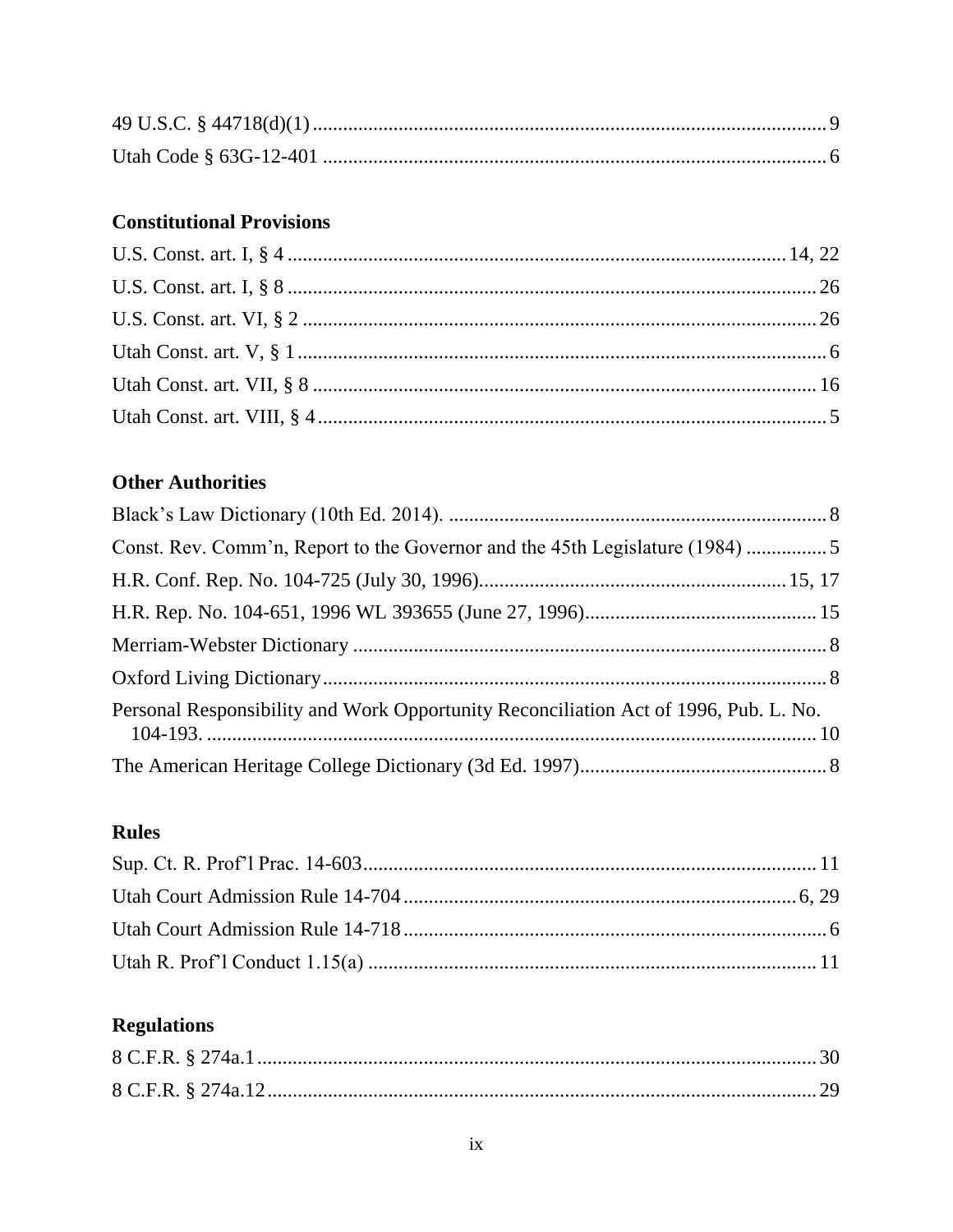49 U.S.C. § 44718(d)(1) .......... 9
Utah Code § 63G-12-401 .......... 6

### Constitutional Provisions

U.S. Const. art. I, § 4 .......... 14, 22
U.S. Const. art. I, § 8 .......... 26
U.S. Const. art. VI, § 2 .......... 26
Utah Const. art. V, § 1 .......... 6
Utah Const. art. VII, § 8 .......... 16
Utah Const. art. VIII, § 4 .......... 5

### Other Authorities

Black's Law Dictionary (10th Ed. 2014). .......... 8
Const. Rev. Comm'n, Report to the Governor and the 45th Legislature (1984) .......... 5
H.R. Conf. Rep. No. 104-725 (July 30, 1996) .......... 15, 17
H.R. Rep. No. 104-651, 1996 WL 393655 (June 27, 1996) .......... 15
Merriam-Webster Dictionary .......... 8
Oxford Living Dictionary .......... 8
Personal Responsibility and Work Opportunity Reconciliation Act of 1996, Pub. L. No. 104-193. .......... 10
The American Heritage College Dictionary (3d Ed. 1997) .......... 8

### Rules

Sup. Ct. R. Prof'l Prac. 14-603 .......... 11
Utah Court Admission Rule 14-704 .......... 6, 29
Utah Court Admission Rule 14-718 .......... 6
Utah R. Prof'l Conduct 1.15(a) .......... 11

### Regulations

8 C.F.R. § 274a.1 .......... 30
8 C.F.R. § 274a.12 .......... 29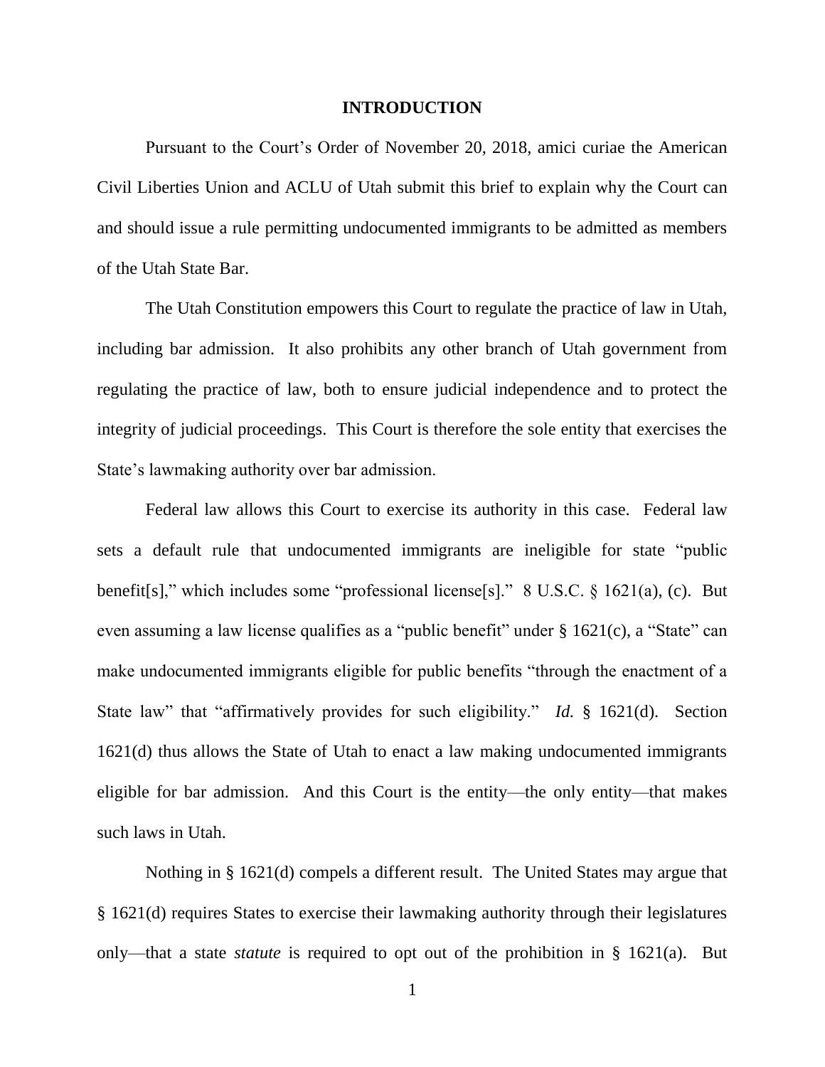## INTRODUCTION

Pursuant to the Court's Order of November 20, 2018, amici curiae the American Civil Liberties Union and ACLU of Utah submit this brief to explain why the Court can and should issue a rule permitting undocumented immigrants to be admitted as members of the Utah State Bar.

The Utah Constitution empowers this Court to regulate the practice of law in Utah, including bar admission. It also prohibits any other branch of Utah government from regulating the practice of law, both to ensure judicial independence and to protect the integrity of judicial proceedings. This Court is therefore the sole entity that exercises the State's lawmaking authority over bar admission.

Federal law allows this Court to exercise its authority in this case. Federal law sets a default rule that undocumented immigrants are ineligible for state "public benefit[s]," which includes some "professional license[s]." 8 U.S.C. § 1621(a), (c). But even assuming a law license qualifies as a "public benefit" under § 1621(c), a "State" can make undocumented immigrants eligible for public benefits "through the enactment of a State law" that "affirmatively provides for such eligibility." *Id.* § 1621(d). Section 1621(d) thus allows the State of Utah to enact a law making undocumented immigrants eligible for bar admission. And this Court is the entity—the only entity—that makes such laws in Utah.

Nothing in § 1621(d) compels a different result. The United States may argue that § 1621(d) requires States to exercise their lawmaking authority through their legislatures only—that a state *statute* is required to opt out of the prohibition in § 1621(a). But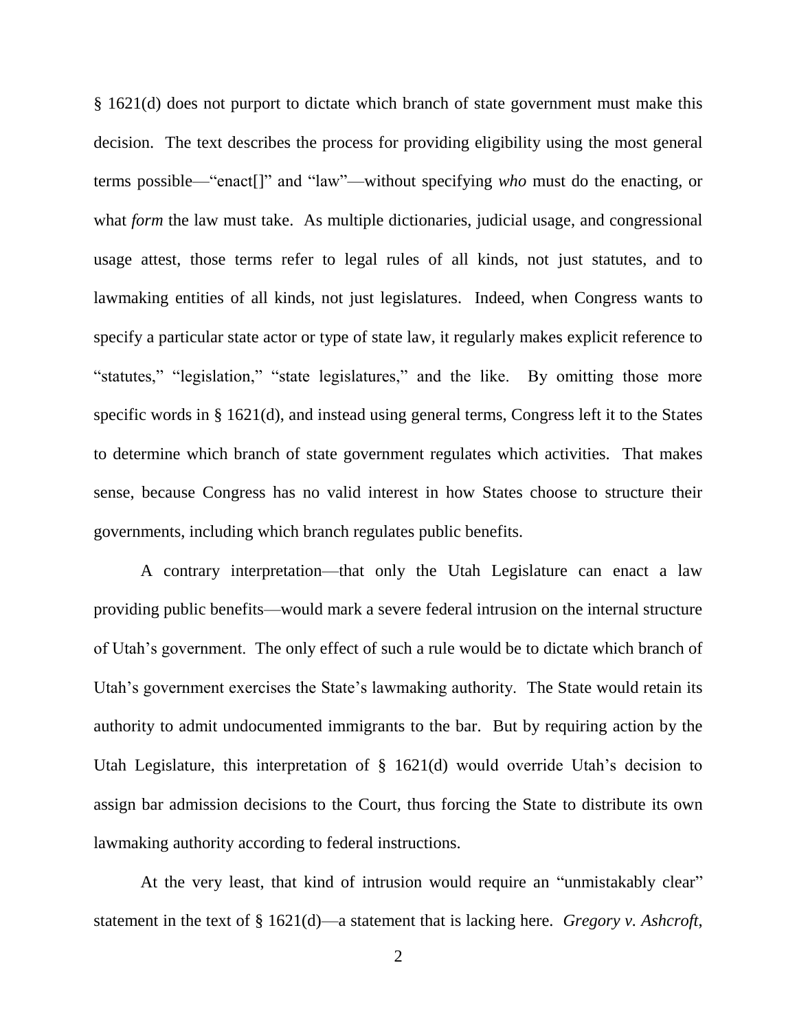§ 1621(d) does not purport to dictate which branch of state government must make this decision. The text describes the process for providing eligibility using the most general terms possible—"enact[]" and "law"—without specifying *who* must do the enacting, or what *form* the law must take. As multiple dictionaries, judicial usage, and congressional usage attest, those terms refer to legal rules of all kinds, not just statutes, and to lawmaking entities of all kinds, not just legislatures. Indeed, when Congress wants to specify a particular state actor or type of state law, it regularly makes explicit reference to "statutes," "legislation," "state legislatures," and the like. By omitting those more specific words in § 1621(d), and instead using general terms, Congress left it to the States to determine which branch of state government regulates which activities. That makes sense, because Congress has no valid interest in how States choose to structure their governments, including which branch regulates public benefits.

A contrary interpretation—that only the Utah Legislature can enact a law providing public benefits—would mark a severe federal intrusion on the internal structure of Utah's government. The only effect of such a rule would be to dictate which branch of Utah's government exercises the State's lawmaking authority. The State would retain its authority to admit undocumented immigrants to the bar. But by requiring action by the Utah Legislature, this interpretation of § 1621(d) would override Utah's decision to assign bar admission decisions to the Court, thus forcing the State to distribute its own lawmaking authority according to federal instructions.

At the very least, that kind of intrusion would require an "unmistakably clear" statement in the text of § 1621(d)—a statement that is lacking here. *Gregory v. Ashcroft*,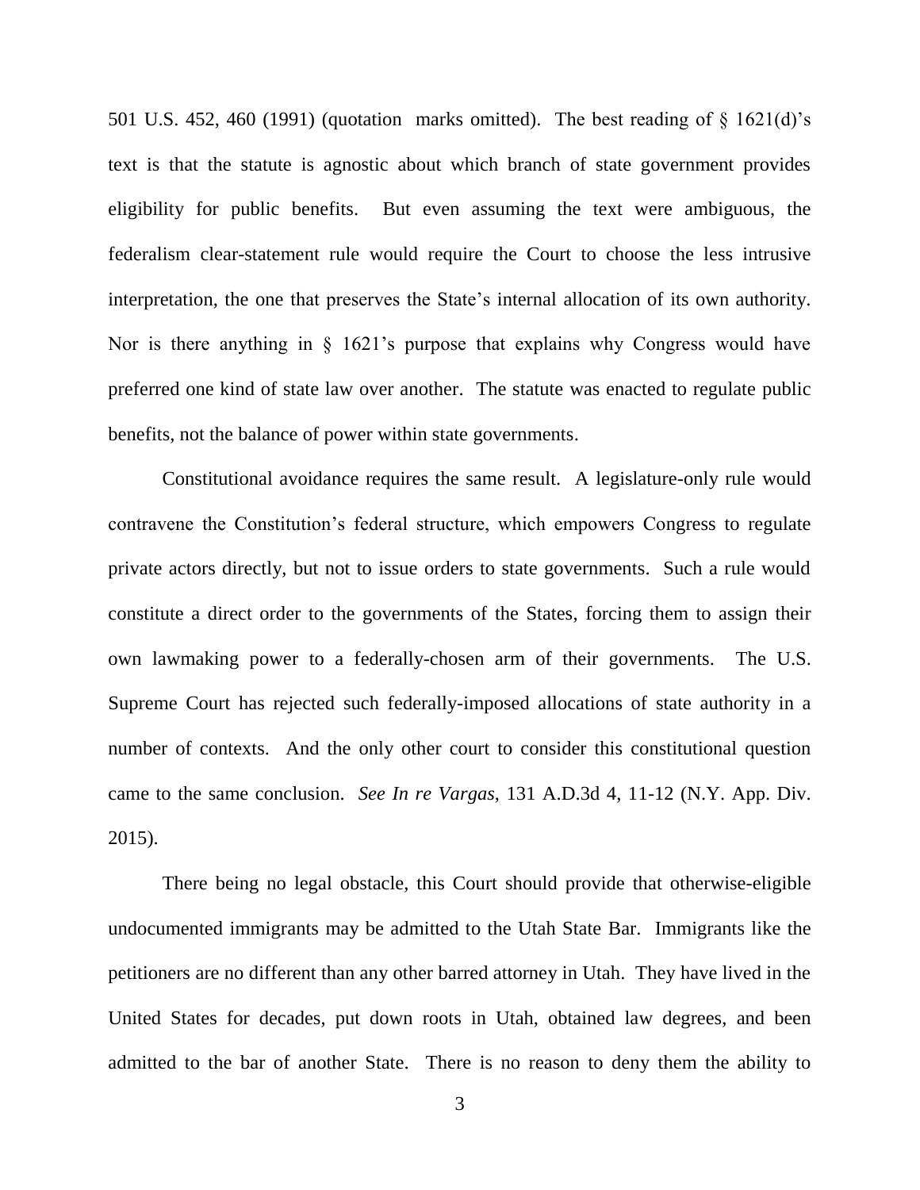501 U.S. 452, 460 (1991) (quotation marks omitted). The best reading of § 1621(d)'s text is that the statute is agnostic about which branch of state government provides eligibility for public benefits. But even assuming the text were ambiguous, the federalism clear-statement rule would require the Court to choose the less intrusive interpretation, the one that preserves the State's internal allocation of its own authority. Nor is there anything in § 1621's purpose that explains why Congress would have preferred one kind of state law over another. The statute was enacted to regulate public benefits, not the balance of power within state governments.

Constitutional avoidance requires the same result. A legislature-only rule would contravene the Constitution's federal structure, which empowers Congress to regulate private actors directly, but not to issue orders to state governments. Such a rule would constitute a direct order to the governments of the States, forcing them to assign their own lawmaking power to a federally-chosen arm of their governments. The U.S. Supreme Court has rejected such federally-imposed allocations of state authority in a number of contexts. And the only other court to consider this constitutional question came to the same conclusion. *See In re Vargas*, 131 A.D.3d 4, 11-12 (N.Y. App. Div. 2015).

There being no legal obstacle, this Court should provide that otherwise-eligible undocumented immigrants may be admitted to the Utah State Bar. Immigrants like the petitioners are no different than any other barred attorney in Utah. They have lived in the United States for decades, put down roots in Utah, obtained law degrees, and been admitted to the bar of another State. There is no reason to deny them the ability to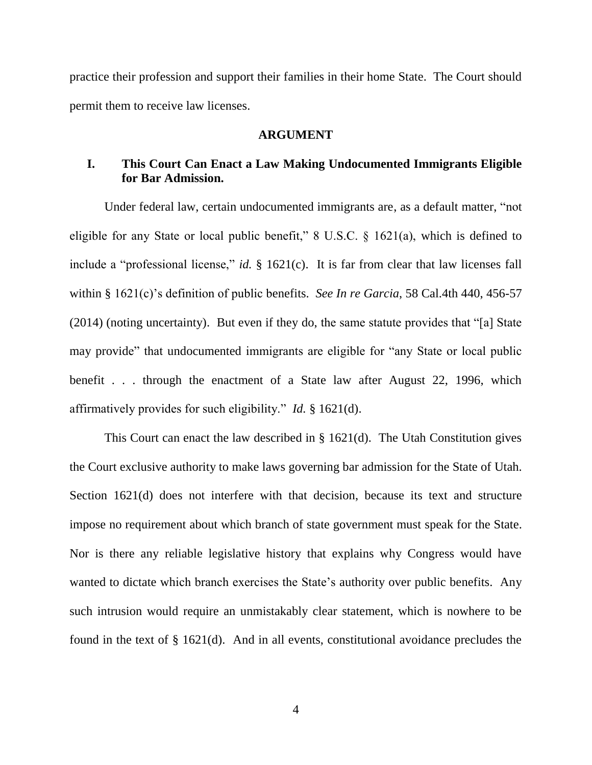practice their profession and support their families in their home State. The Court should permit them to receive law licenses.

## ARGUMENT

### I. This Court Can Enact a Law Making Undocumented Immigrants Eligible for Bar Admission.

Under federal law, certain undocumented immigrants are, as a default matter, "not eligible for any State or local public benefit," 8 U.S.C. § 1621(a), which is defined to include a "professional license," *id.* § 1621(c). It is far from clear that law licenses fall within § 1621(c)'s definition of public benefits. *See In re Garcia*, 58 Cal.4th 440, 456-57 (2014) (noting uncertainty). But even if they do, the same statute provides that "[a] State may provide" that undocumented immigrants are eligible for "any State or local public benefit . . . through the enactment of a State law after August 22, 1996, which affirmatively provides for such eligibility." *Id.* § 1621(d).

This Court can enact the law described in § 1621(d). The Utah Constitution gives the Court exclusive authority to make laws governing bar admission for the State of Utah. Section 1621(d) does not interfere with that decision, because its text and structure impose no requirement about which branch of state government must speak for the State. Nor is there any reliable legislative history that explains why Congress would have wanted to dictate which branch exercises the State's authority over public benefits. Any such intrusion would require an unmistakably clear statement, which is nowhere to be found in the text of § 1621(d). And in all events, constitutional avoidance precludes the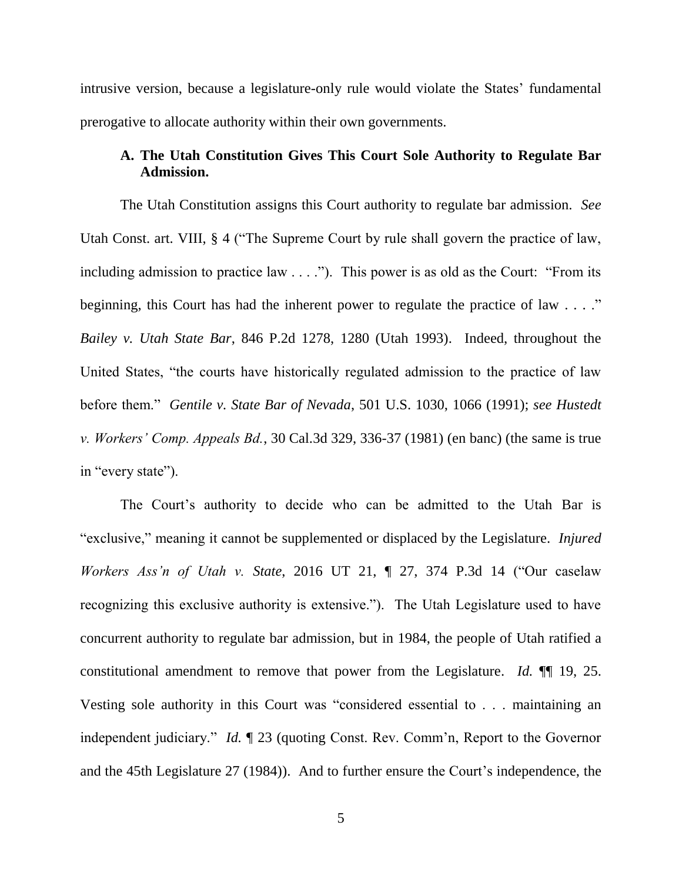intrusive version, because a legislature-only rule would violate the States' fundamental prerogative to allocate authority within their own governments.

### A. The Utah Constitution Gives This Court Sole Authority to Regulate Bar Admission.

The Utah Constitution assigns this Court authority to regulate bar admission. *See* Utah Const. art. VIII, § 4 ("The Supreme Court by rule shall govern the practice of law, including admission to practice law . . . ."). This power is as old as the Court: "From its beginning, this Court has had the inherent power to regulate the practice of law . . . ." *Bailey v. Utah State Bar*, 846 P.2d 1278, 1280 (Utah 1993). Indeed, throughout the United States, "the courts have historically regulated admission to the practice of law before them." *Gentile v. State Bar of Nevada*, 501 U.S. 1030, 1066 (1991); *see Hustedt v. Workers' Comp. Appeals Bd.*, 30 Cal.3d 329, 336-37 (1981) (en banc) (the same is true in "every state").

The Court's authority to decide who can be admitted to the Utah Bar is "exclusive," meaning it cannot be supplemented or displaced by the Legislature. *Injured Workers Ass'n of Utah v. State*, 2016 UT 21, ¶ 27, 374 P.3d 14 ("Our caselaw recognizing this exclusive authority is extensive."). The Utah Legislature used to have concurrent authority to regulate bar admission, but in 1984, the people of Utah ratified a constitutional amendment to remove that power from the Legislature. *Id.* ¶¶ 19, 25. Vesting sole authority in this Court was "considered essential to . . . maintaining an independent judiciary." *Id.* ¶ 23 (quoting Const. Rev. Comm'n, Report to the Governor and the 45th Legislature 27 (1984)). And to further ensure the Court's independence, the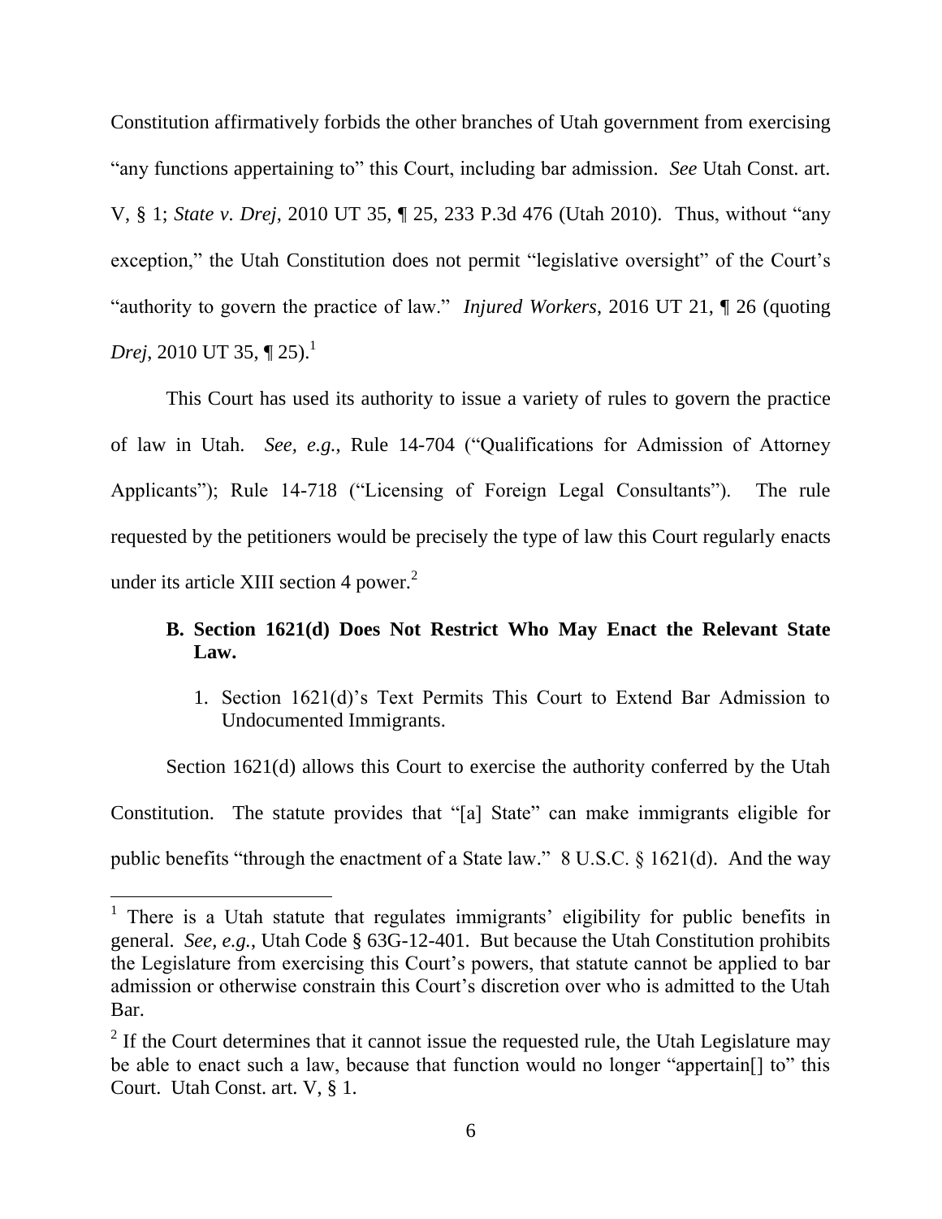Constitution affirmatively forbids the other branches of Utah government from exercising "any functions appertaining to" this Court, including bar admission. *See* Utah Const. art. V, § 1; *State v. Drej*, 2010 UT 35, ¶ 25, 233 P.3d 476 (Utah 2010). Thus, without "any exception," the Utah Constitution does not permit "legislative oversight" of the Court's "authority to govern the practice of law." *Injured Workers*, 2016 UT 21, ¶ 26 (quoting *Drej*, 2010 UT 35, ¶ 25).[1]

This Court has used its authority to issue a variety of rules to govern the practice of law in Utah. *See, e.g.*, Rule 14-704 ("Qualifications for Admission of Attorney Applicants"); Rule 14-718 ("Licensing of Foreign Legal Consultants"). The rule requested by the petitioners would be precisely the type of law this Court regularly enacts under its article XIII section 4 power.[2]

### B. Section 1621(d) Does Not Restrict Who May Enact the Relevant State Law.

1. Section 1621(d)'s Text Permits This Court to Extend Bar Admission to Undocumented Immigrants.

Section 1621(d) allows this Court to exercise the authority conferred by the Utah Constitution. The statute provides that "[a] State" can make immigrants eligible for public benefits "through the enactment of a State law." 8 U.S.C. § 1621(d). And the way

---

[1] There is a Utah statute that regulates immigrants' eligibility for public benefits in general. *See, e.g.*, Utah Code § 63G-12-401. But because the Utah Constitution prohibits the Legislature from exercising this Court's powers, that statute cannot be applied to bar admission or otherwise constrain this Court's discretion over who is admitted to the Utah Bar.

[2] If the Court determines that it cannot issue the requested rule, the Utah Legislature may be able to enact such a law, because that function would no longer "appertain[] to" this Court. Utah Const. art. V, § 1.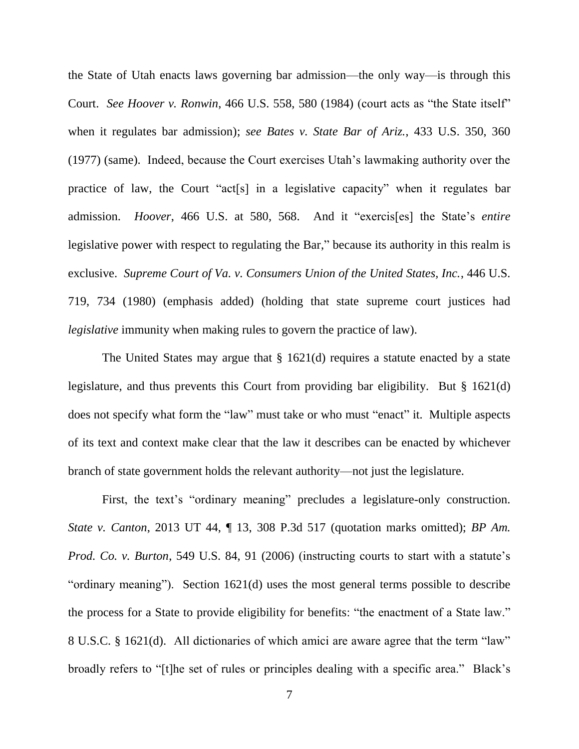the State of Utah enacts laws governing bar admission—the only way—is through this Court. *See Hoover v. Ronwin*, 466 U.S. 558, 580 (1984) (court acts as "the State itself" when it regulates bar admission); *see Bates v. State Bar of Ariz.*, 433 U.S. 350, 360 (1977) (same). Indeed, because the Court exercises Utah's lawmaking authority over the practice of law, the Court "act[s] in a legislative capacity" when it regulates bar admission. *Hoover*, 466 U.S. at 580, 568. And it "exercis[es] the State's *entire* legislative power with respect to regulating the Bar," because its authority in this realm is exclusive. *Supreme Court of Va. v. Consumers Union of the United States, Inc.*, 446 U.S. 719, 734 (1980) (emphasis added) (holding that state supreme court justices had *legislative* immunity when making rules to govern the practice of law).

The United States may argue that § 1621(d) requires a statute enacted by a state legislature, and thus prevents this Court from providing bar eligibility. But § 1621(d) does not specify what form the "law" must take or who must "enact" it. Multiple aspects of its text and context make clear that the law it describes can be enacted by whichever branch of state government holds the relevant authority—not just the legislature.

First, the text's "ordinary meaning" precludes a legislature-only construction. *State v. Canton*, 2013 UT 44, ¶ 13, 308 P.3d 517 (quotation marks omitted); *BP Am. Prod. Co. v. Burton*, 549 U.S. 84, 91 (2006) (instructing courts to start with a statute's "ordinary meaning"). Section 1621(d) uses the most general terms possible to describe the process for a State to provide eligibility for benefits: "the enactment of a State law." 8 U.S.C. § 1621(d). All dictionaries of which amici are aware agree that the term "law" broadly refers to "[t]he set of rules or principles dealing with a specific area." Black's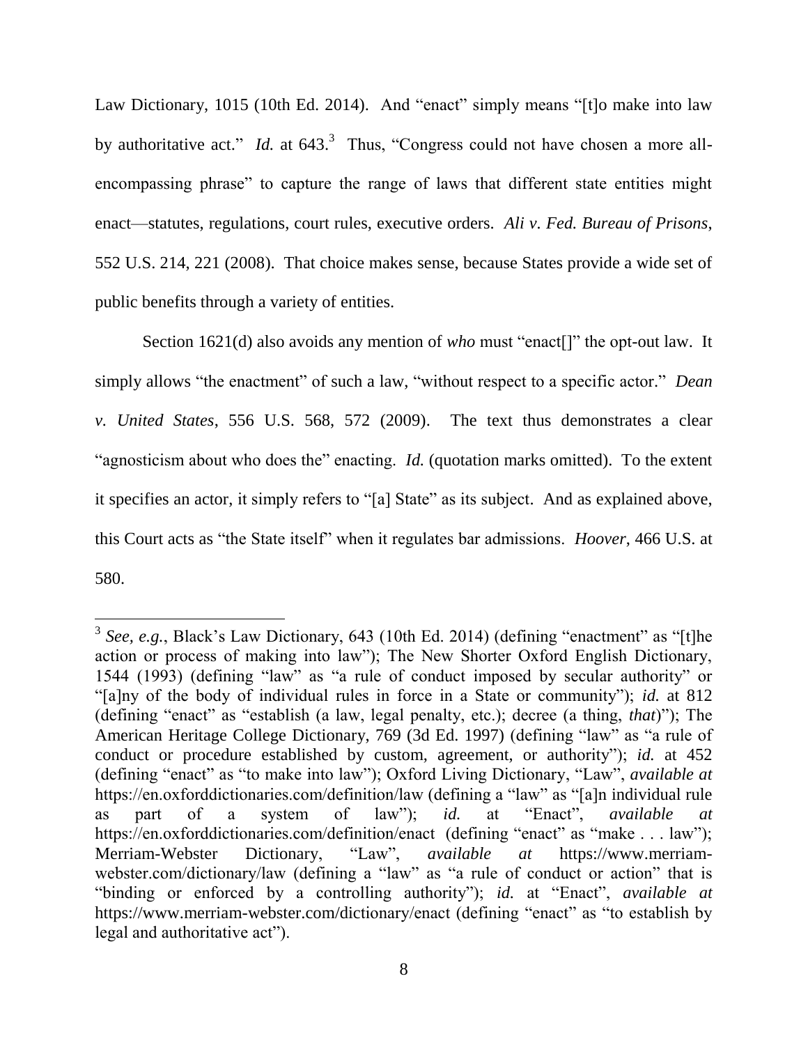Law Dictionary, 1015 (10th Ed. 2014). And "enact" simply means "[t]o make into law by authoritative act." *Id.* at 643.[3] Thus, "Congress could not have chosen a more all-encompassing phrase" to capture the range of laws that different state entities might enact—statutes, regulations, court rules, executive orders. *Ali v. Fed. Bureau of Prisons*, 552 U.S. 214, 221 (2008). That choice makes sense, because States provide a wide set of public benefits through a variety of entities.

Section 1621(d) also avoids any mention of *who* must "enact[]" the opt-out law. It simply allows "the enactment" of such a law, "without respect to a specific actor." *Dean v. United States*, 556 U.S. 568, 572 (2009). The text thus demonstrates a clear "agnosticism about who does the" enacting. *Id.* (quotation marks omitted). To the extent it specifies an actor, it simply refers to "[a] State" as its subject. And as explained above, this Court acts as "the State itself" when it regulates bar admissions. *Hoover*, 466 U.S. at 580.

---

[3] *See, e.g.*, Black's Law Dictionary, 643 (10th Ed. 2014) (defining "enactment" as "[t]he action or process of making into law"); The New Shorter Oxford English Dictionary, 1544 (1993) (defining "law" as "a rule of conduct imposed by secular authority" or "[a]ny of the body of individual rules in force in a State or community"); *id.* at 812 (defining "enact" as "establish (a law, legal penalty, etc.); decree (a thing, *that*)"); The American Heritage College Dictionary, 769 (3d Ed. 1997) (defining "law" as "a rule of conduct or procedure established by custom, agreement, or authority"); *id.* at 452 (defining "enact" as "to make into law"); Oxford Living Dictionary, "Law", *available at* https://en.oxforddictionaries.com/definition/law (defining a "law" as "[a]n individual rule as part of a system of law"); *id.* at "Enact", *available at* https://en.oxforddictionaries.com/definition/enact (defining "enact" as "make . . . law"); Merriam-Webster Dictionary, "Law", *available at* https://www.merriam-webster.com/dictionary/law (defining a "law" as "a rule of conduct or action" that is "binding or enforced by a controlling authority"); *id.* at "Enact", *available at* https://www.merriam-webster.com/dictionary/enact (defining "enact" as "to establish by legal and authoritative act").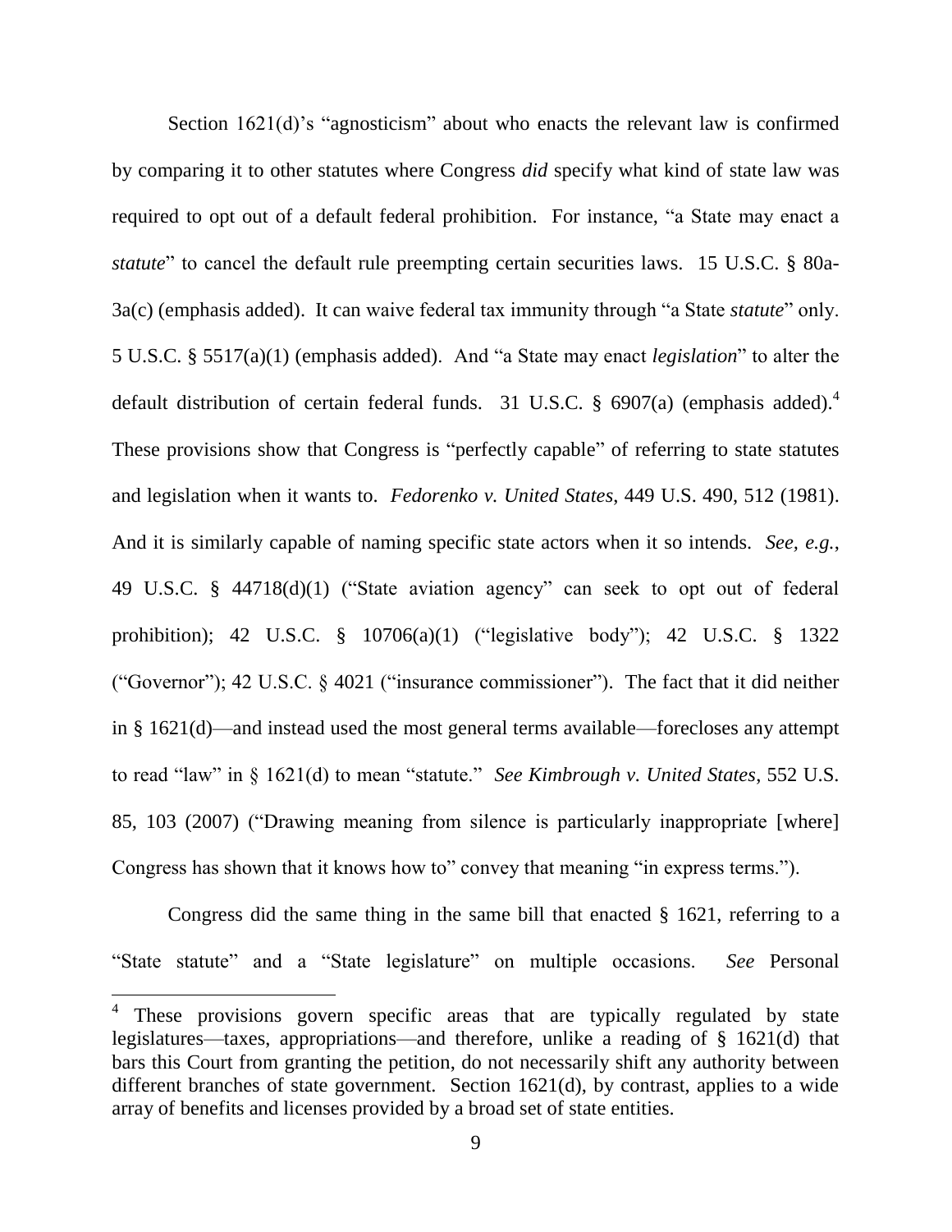Section 1621(d)'s "agnosticism" about who enacts the relevant law is confirmed by comparing it to other statutes where Congress *did* specify what kind of state law was required to opt out of a default federal prohibition. For instance, "a State may enact a *statute*" to cancel the default rule preempting certain securities laws. 15 U.S.C. § 80a-3a(c) (emphasis added). It can waive federal tax immunity through "a State *statute*" only. 5 U.S.C. § 5517(a)(1) (emphasis added). And "a State may enact *legislation*" to alter the default distribution of certain federal funds. 31 U.S.C. § 6907(a) (emphasis added).[4] These provisions show that Congress is "perfectly capable" of referring to state statutes and legislation when it wants to. *Fedorenko v. United States*, 449 U.S. 490, 512 (1981). And it is similarly capable of naming specific state actors when it so intends. *See, e.g.*, 49 U.S.C. § 44718(d)(1) ("State aviation agency" can seek to opt out of federal prohibition); 42 U.S.C. § 10706(a)(1) ("legislative body"); 42 U.S.C. § 1322 ("Governor"); 42 U.S.C. § 4021 ("insurance commissioner"). The fact that it did neither in § 1621(d)—and instead used the most general terms available—forecloses any attempt to read "law" in § 1621(d) to mean "statute." *See Kimbrough v. United States*, 552 U.S. 85, 103 (2007) ("Drawing meaning from silence is particularly inappropriate [where] Congress has shown that it knows how to" convey that meaning "in express terms.").

Congress did the same thing in the same bill that enacted § 1621, referring to a "State statute" and a "State legislature" on multiple occasions. *See* Personal

---

[4] These provisions govern specific areas that are typically regulated by state legislatures—taxes, appropriations—and therefore, unlike a reading of § 1621(d) that bars this Court from granting the petition, do not necessarily shift any authority between different branches of state government. Section 1621(d), by contrast, applies to a wide array of benefits and licenses provided by a broad set of state entities.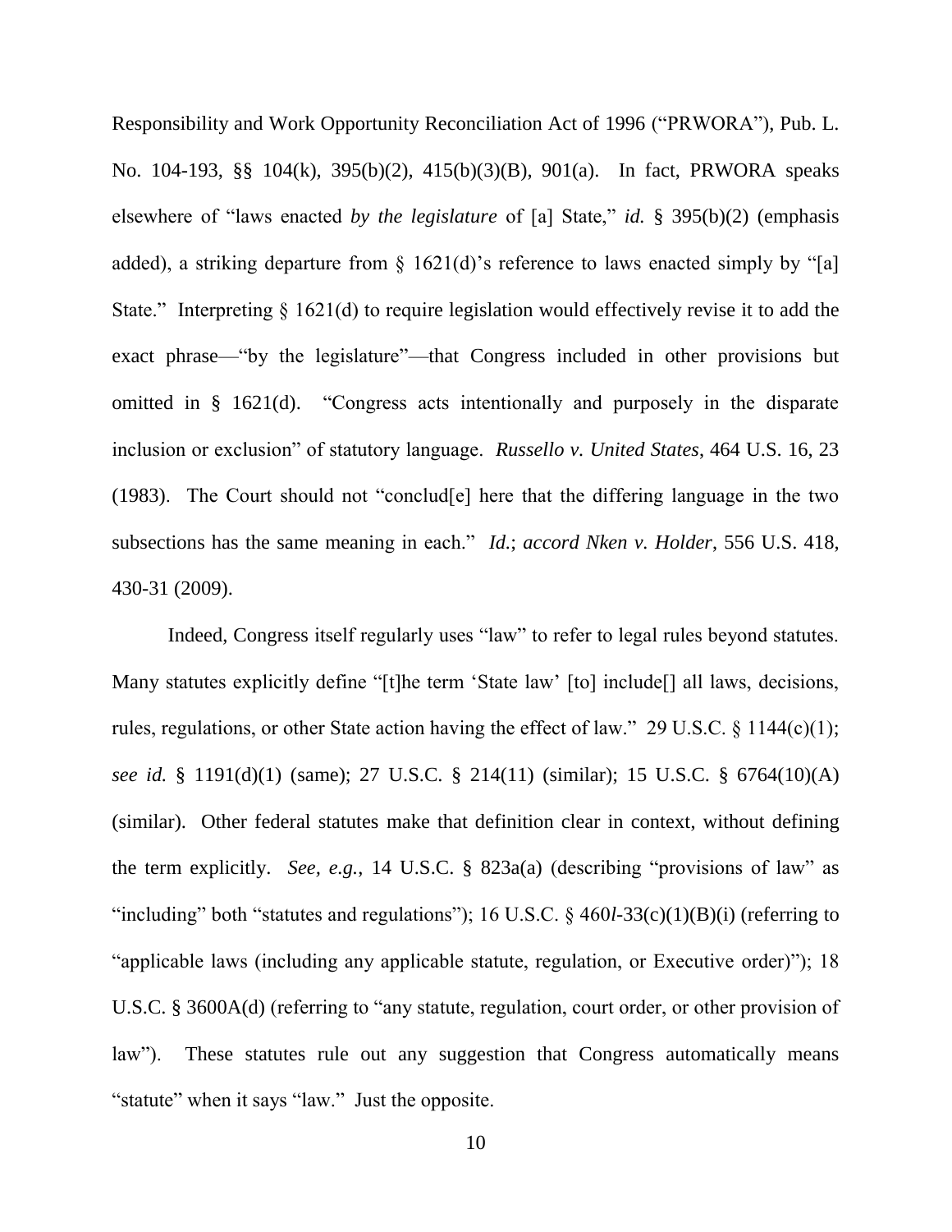Responsibility and Work Opportunity Reconciliation Act of 1996 ("PRWORA"), Pub. L. No. 104-193, §§ 104(k), 395(b)(2), 415(b)(3)(B), 901(a). In fact, PRWORA speaks elsewhere of "laws enacted *by the legislature* of [a] State," *id.* § 395(b)(2) (emphasis added), a striking departure from § 1621(d)'s reference to laws enacted simply by "[a] State." Interpreting § 1621(d) to require legislation would effectively revise it to add the exact phrase—"by the legislature"—that Congress included in other provisions but omitted in § 1621(d). "Congress acts intentionally and purposely in the disparate inclusion or exclusion" of statutory language. *Russello v. United States*, 464 U.S. 16, 23 (1983). The Court should not "conclud[e] here that the differing language in the two subsections has the same meaning in each." *Id.*; *accord Nken v. Holder*, 556 U.S. 418, 430-31 (2009).

Indeed, Congress itself regularly uses "law" to refer to legal rules beyond statutes. Many statutes explicitly define "[t]he term 'State law' [to] include[] all laws, decisions, rules, regulations, or other State action having the effect of law." 29 U.S.C. § 1144(c)(1); *see id.* § 1191(d)(1) (same); 27 U.S.C. § 214(11) (similar); 15 U.S.C. § 6764(10)(A) (similar). Other federal statutes make that definition clear in context, without defining the term explicitly. *See, e.g.,* 14 U.S.C. § 823a(a) (describing "provisions of law" as "including" both "statutes and regulations"); 16 U.S.C. § 460*l*-33(c)(1)(B)(i) (referring to "applicable laws (including any applicable statute, regulation, or Executive order)"); 18 U.S.C. § 3600A(d) (referring to "any statute, regulation, court order, or other provision of law"). These statutes rule out any suggestion that Congress automatically means "statute" when it says "law." Just the opposite.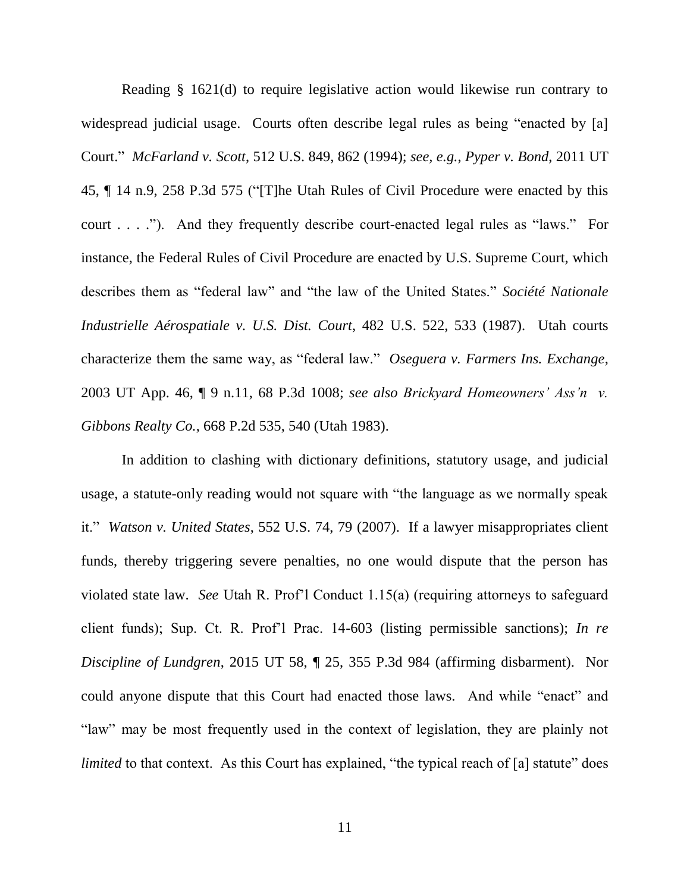Reading § 1621(d) to require legislative action would likewise run contrary to widespread judicial usage. Courts often describe legal rules as being "enacted by [a] Court." *McFarland v. Scott*, 512 U.S. 849, 862 (1994); *see, e.g.*, *Pyper v. Bond*, 2011 UT 45, ¶ 14 n.9, 258 P.3d 575 ("[T]he Utah Rules of Civil Procedure were enacted by this court . . . ."). And they frequently describe court-enacted legal rules as "laws." For instance, the Federal Rules of Civil Procedure are enacted by U.S. Supreme Court, which describes them as "federal law" and "the law of the United States." *Société Nationale Industrielle Aérospatiale v. U.S. Dist. Court*, 482 U.S. 522, 533 (1987). Utah courts characterize them the same way, as "federal law." *Oseguera v. Farmers Ins. Exchange*, 2003 UT App. 46, ¶ 9 n.11, 68 P.3d 1008; *see also Brickyard Homeowners' Ass'n v. Gibbons Realty Co.*, 668 P.2d 535, 540 (Utah 1983).

In addition to clashing with dictionary definitions, statutory usage, and judicial usage, a statute-only reading would not square with "the language as we normally speak it." *Watson v. United States*, 552 U.S. 74, 79 (2007). If a lawyer misappropriates client funds, thereby triggering severe penalties, no one would dispute that the person has violated state law. *See* Utah R. Prof'l Conduct 1.15(a) (requiring attorneys to safeguard client funds); Sup. Ct. R. Prof'l Prac. 14-603 (listing permissible sanctions); *In re Discipline of Lundgren*, 2015 UT 58, ¶ 25, 355 P.3d 984 (affirming disbarment). Nor could anyone dispute that this Court had enacted those laws. And while "enact" and "law" may be most frequently used in the context of legislation, they are plainly not *limited* to that context. As this Court has explained, "the typical reach of [a] statute" does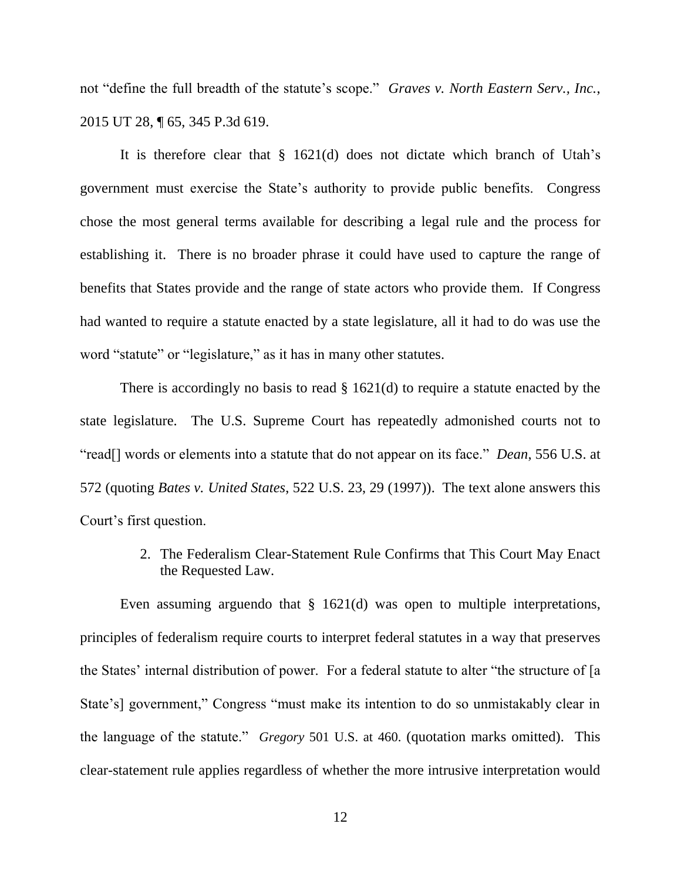not "define the full breadth of the statute's scope." *Graves v. North Eastern Serv., Inc.*, 2015 UT 28, ¶ 65, 345 P.3d 619.

It is therefore clear that § 1621(d) does not dictate which branch of Utah's government must exercise the State's authority to provide public benefits. Congress chose the most general terms available for describing a legal rule and the process for establishing it. There is no broader phrase it could have used to capture the range of benefits that States provide and the range of state actors who provide them. If Congress had wanted to require a statute enacted by a state legislature, all it had to do was use the word "statute" or "legislature," as it has in many other statutes.

There is accordingly no basis to read § 1621(d) to require a statute enacted by the state legislature. The U.S. Supreme Court has repeatedly admonished courts not to "read[] words or elements into a statute that do not appear on its face." *Dean*, 556 U.S. at 572 (quoting *Bates v. United States*, 522 U.S. 23, 29 (1997)). The text alone answers this Court's first question.

2. The Federalism Clear-Statement Rule Confirms that This Court May Enact the Requested Law.

Even assuming arguendo that § 1621(d) was open to multiple interpretations, principles of federalism require courts to interpret federal statutes in a way that preserves the States' internal distribution of power. For a federal statute to alter "the structure of [a State's] government," Congress "must make its intention to do so unmistakably clear in the language of the statute." *Gregory* 501 U.S. at 460. (quotation marks omitted). This clear-statement rule applies regardless of whether the more intrusive interpretation would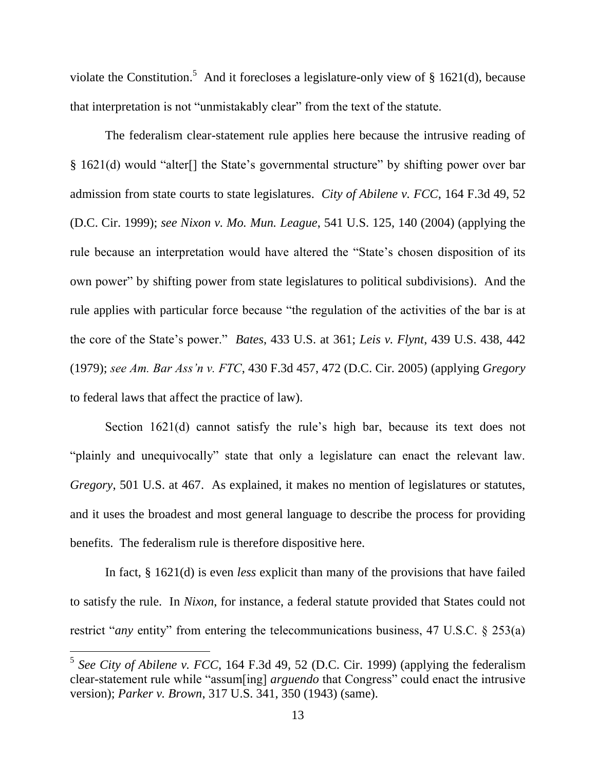violate the Constitution.[5] And it forecloses a legislature-only view of § 1621(d), because that interpretation is not "unmistakably clear" from the text of the statute.

The federalism clear-statement rule applies here because the intrusive reading of § 1621(d) would "alter[] the State's governmental structure" by shifting power over bar admission from state courts to state legislatures. *City of Abilene v. FCC*, 164 F.3d 49, 52 (D.C. Cir. 1999); *see Nixon v. Mo. Mun. League*, 541 U.S. 125, 140 (2004) (applying the rule because an interpretation would have altered the "State's chosen disposition of its own power" by shifting power from state legislatures to political subdivisions). And the rule applies with particular force because "the regulation of the activities of the bar is at the core of the State's power." *Bates*, 433 U.S. at 361; *Leis v. Flynt*, 439 U.S. 438, 442 (1979); *see Am. Bar Ass'n v. FTC*, 430 F.3d 457, 472 (D.C. Cir. 2005) (applying *Gregory* to federal laws that affect the practice of law).

Section 1621(d) cannot satisfy the rule's high bar, because its text does not "plainly and unequivocally" state that only a legislature can enact the relevant law. *Gregory*, 501 U.S. at 467. As explained, it makes no mention of legislatures or statutes, and it uses the broadest and most general language to describe the process for providing benefits. The federalism rule is therefore dispositive here.

In fact, § 1621(d) is even *less* explicit than many of the provisions that have failed to satisfy the rule. In *Nixon*, for instance, a federal statute provided that States could not restrict "*any* entity" from entering the telecommunications business, 47 U.S.C. § 253(a)

---

[5] *See City of Abilene v. FCC*, 164 F.3d 49, 52 (D.C. Cir. 1999) (applying the federalism clear-statement rule while "assum[ing] *arguendo* that Congress" could enact the intrusive version); *Parker v. Brown*, 317 U.S. 341, 350 (1943) (same).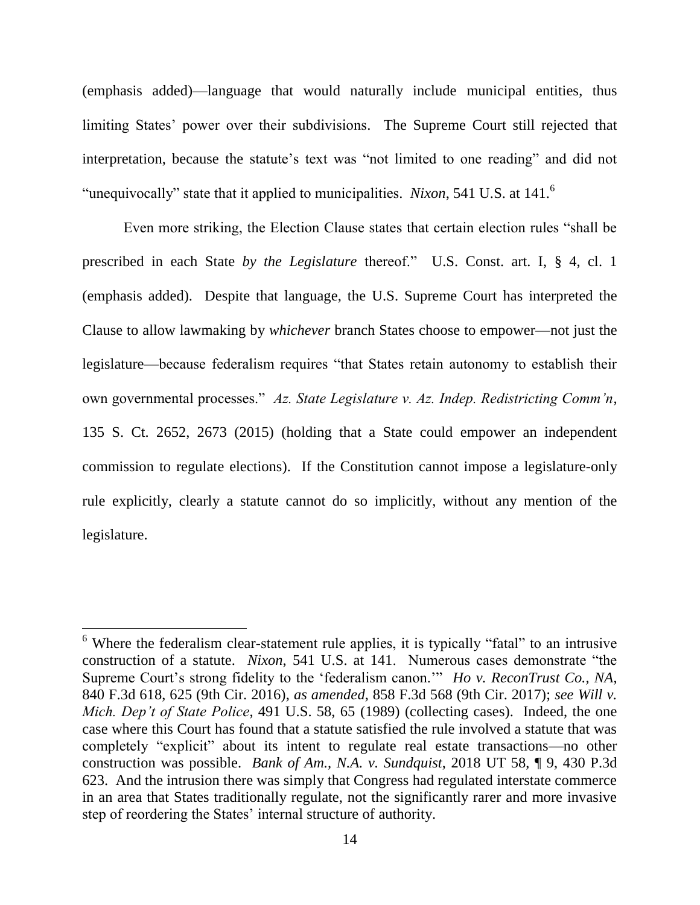(emphasis added)—language that would naturally include municipal entities, thus limiting States' power over their subdivisions. The Supreme Court still rejected that interpretation, because the statute's text was "not limited to one reading" and did not "unequivocally" state that it applied to municipalities. *Nixon*, 541 U.S. at 141.[6]

Even more striking, the Election Clause states that certain election rules "shall be prescribed in each State *by the Legislature* thereof." U.S. Const. art. I, § 4, cl. 1 (emphasis added). Despite that language, the U.S. Supreme Court has interpreted the Clause to allow lawmaking by *whichever* branch States choose to empower—not just the legislature—because federalism requires "that States retain autonomy to establish their own governmental processes." *Az. State Legislature v. Az. Indep. Redistricting Comm'n*, 135 S. Ct. 2652, 2673 (2015) (holding that a State could empower an independent commission to regulate elections). If the Constitution cannot impose a legislature-only rule explicitly, clearly a statute cannot do so implicitly, without any mention of the legislature.

---

[6] Where the federalism clear-statement rule applies, it is typically "fatal" to an intrusive construction of a statute. *Nixon*, 541 U.S. at 141. Numerous cases demonstrate "the Supreme Court's strong fidelity to the 'federalism canon.'" *Ho v. ReconTrust Co., NA*, 840 F.3d 618, 625 (9th Cir. 2016), *as amended*, 858 F.3d 568 (9th Cir. 2017); *see Will v. Mich. Dep't of State Police*, 491 U.S. 58, 65 (1989) (collecting cases). Indeed, the one case where this Court has found that a statute satisfied the rule involved a statute that was completely "explicit" about its intent to regulate real estate transactions—no other construction was possible. *Bank of Am., N.A. v. Sundquist*, 2018 UT 58, ¶ 9, 430 P.3d 623. And the intrusion there was simply that Congress had regulated interstate commerce in an area that States traditionally regulate, not the significantly rarer and more invasive step of reordering the States' internal structure of authority.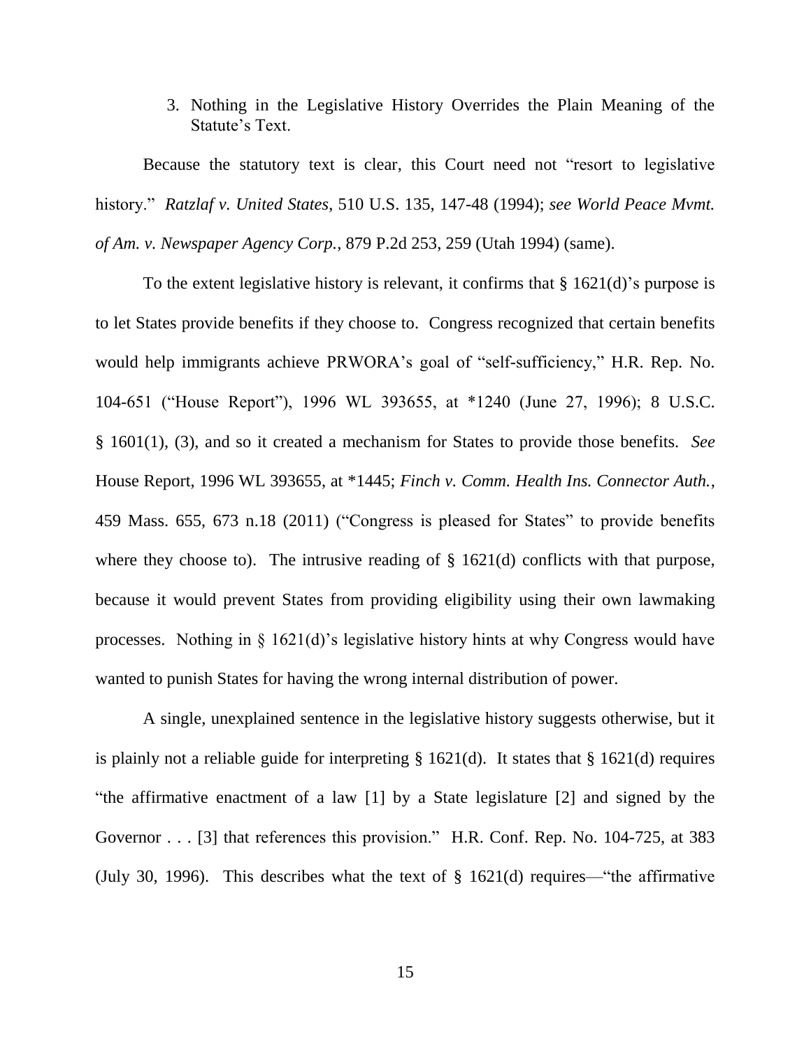### 3. Nothing in the Legislative History Overrides the Plain Meaning of the Statute's Text.

Because the statutory text is clear, this Court need not "resort to legislative history." *Ratzlaf v. United States*, 510 U.S. 135, 147-48 (1994); *see World Peace Mvmt. of Am. v. Newspaper Agency Corp.*, 879 P.2d 253, 259 (Utah 1994) (same).

To the extent legislative history is relevant, it confirms that § 1621(d)'s purpose is to let States provide benefits if they choose to. Congress recognized that certain benefits would help immigrants achieve PRWORA's goal of "self-sufficiency," H.R. Rep. No. 104-651 ("House Report"), 1996 WL 393655, at *1240 (June 27, 1996); 8 U.S.C. § 1601(1), (3), and so it created a mechanism for States to provide those benefits. *See* House Report, 1996 WL 393655, at *1445; *Finch v. Comm. Health Ins. Connector Auth.*, 459 Mass. 655, 673 n.18 (2011) ("Congress is pleased for States" to provide benefits where they choose to). The intrusive reading of § 1621(d) conflicts with that purpose, because it would prevent States from providing eligibility using their own lawmaking processes. Nothing in § 1621(d)'s legislative history hints at why Congress would have wanted to punish States for having the wrong internal distribution of power.

A single, unexplained sentence in the legislative history suggests otherwise, but it is plainly not a reliable guide for interpreting § 1621(d). It states that § 1621(d) requires "the affirmative enactment of a law [1] by a State legislature [2] and signed by the Governor . . . [3] that references this provision." H.R. Conf. Rep. No. 104-725, at 383 (July 30, 1996). This describes what the text of § 1621(d) requires—"the affirmative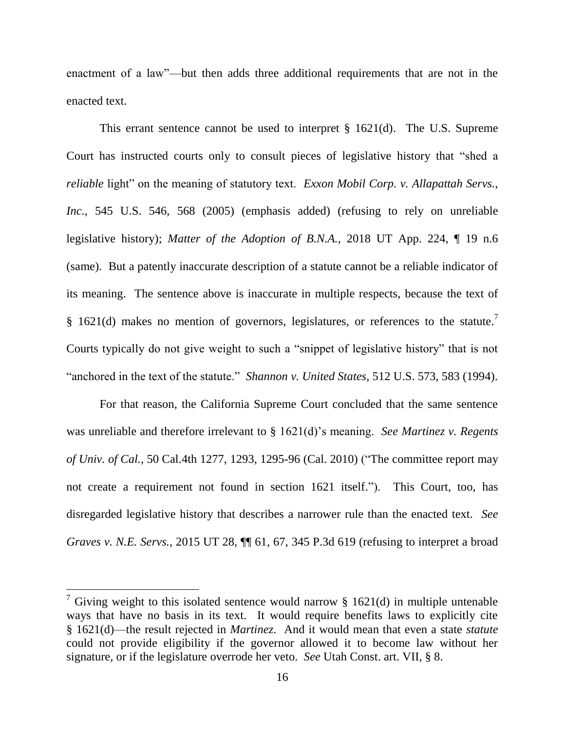enactment of a law"—but then adds three additional requirements that are not in the enacted text.

This errant sentence cannot be used to interpret § 1621(d). The U.S. Supreme Court has instructed courts only to consult pieces of legislative history that "shed a *reliable* light" on the meaning of statutory text. *Exxon Mobil Corp. v. Allapattah Servs., Inc.*, 545 U.S. 546, 568 (2005) (emphasis added) (refusing to rely on unreliable legislative history); *Matter of the Adoption of B.N.A.*, 2018 UT App. 224, ¶ 19 n.6 (same). But a patently inaccurate description of a statute cannot be a reliable indicator of its meaning. The sentence above is inaccurate in multiple respects, because the text of § 1621(d) makes no mention of governors, legislatures, or references to the statute.[7] Courts typically do not give weight to such a "snippet of legislative history" that is not "anchored in the text of the statute." *Shannon v. United States*, 512 U.S. 573, 583 (1994).

For that reason, the California Supreme Court concluded that the same sentence was unreliable and therefore irrelevant to § 1621(d)'s meaning. *See Martinez v. Regents of Univ. of Cal.*, 50 Cal.4th 1277, 1293, 1295-96 (Cal. 2010) ("The committee report may not create a requirement not found in section 1621 itself."). This Court, too, has disregarded legislative history that describes a narrower rule than the enacted text. *See Graves v. N.E. Servs.*, 2015 UT 28, ¶¶ 61, 67, 345 P.3d 619 (refusing to interpret a broad

[7] Giving weight to this isolated sentence would narrow § 1621(d) in multiple untenable ways that have no basis in its text. It would require benefits laws to explicitly cite § 1621(d)—the result rejected in *Martinez*. And it would mean that even a state *statute* could not provide eligibility if the governor allowed it to become law without her signature, or if the legislature overrode her veto. *See* Utah Const. art. VII, § 8.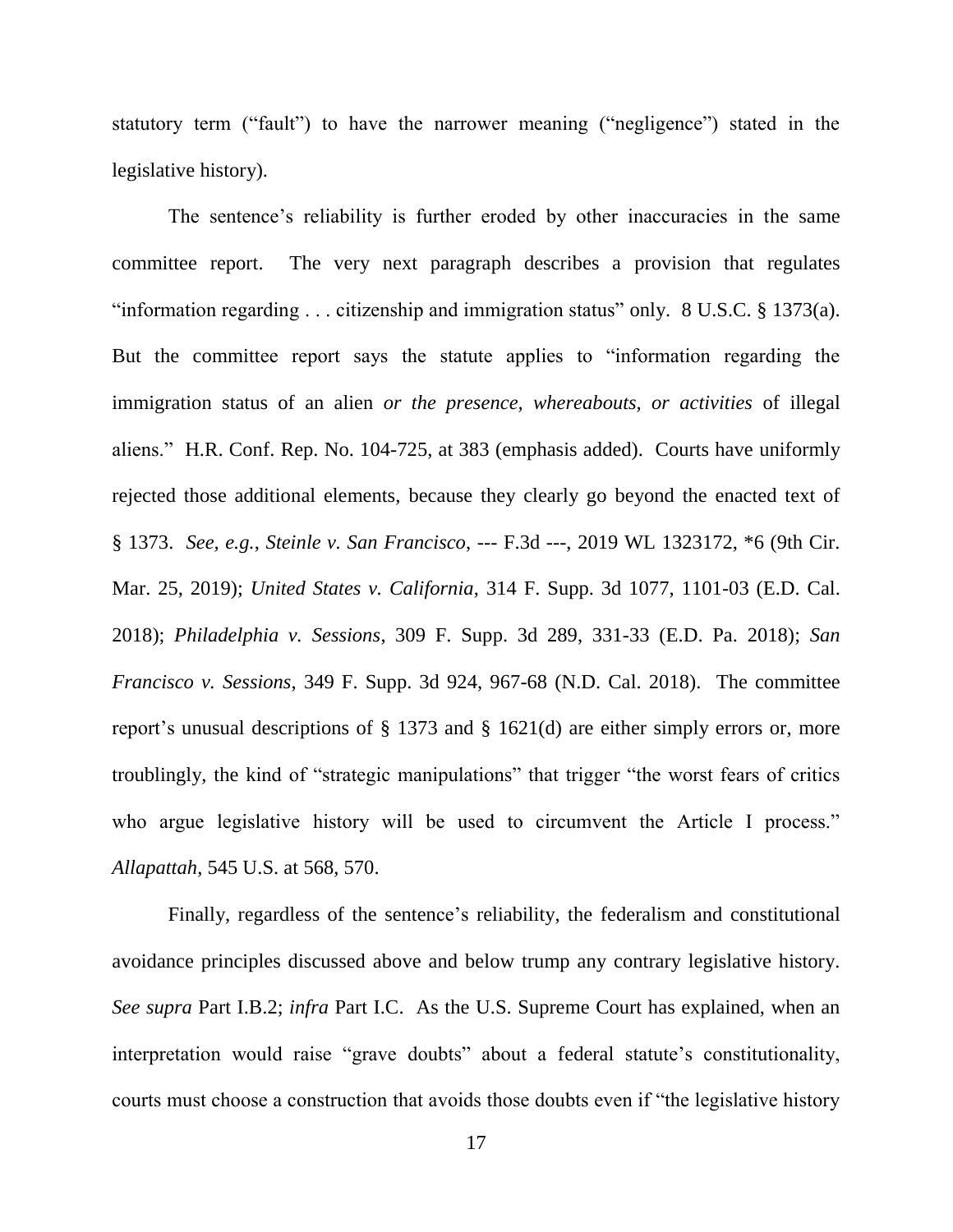statutory term ("fault") to have the narrower meaning ("negligence") stated in the legislative history).

The sentence's reliability is further eroded by other inaccuracies in the same committee report. The very next paragraph describes a provision that regulates "information regarding . . . citizenship and immigration status" only. 8 U.S.C. § 1373(a). But the committee report says the statute applies to "information regarding the immigration status of an alien *or the presence, whereabouts, or activities* of illegal aliens." H.R. Conf. Rep. No. 104-725, at 383 (emphasis added). Courts have uniformly rejected those additional elements, because they clearly go beyond the enacted text of § 1373. *See, e.g.*, *Steinle v. San Francisco*, --- F.3d ---, 2019 WL 1323172, *6 (9th Cir. Mar. 25, 2019); *United States v. California*, 314 F. Supp. 3d 1077, 1101-03 (E.D. Cal. 2018); *Philadelphia v. Sessions*, 309 F. Supp. 3d 289, 331-33 (E.D. Pa. 2018); *San Francisco v. Sessions*, 349 F. Supp. 3d 924, 967-68 (N.D. Cal. 2018). The committee report's unusual descriptions of § 1373 and § 1621(d) are either simply errors or, more troublingly, the kind of "strategic manipulations" that trigger "the worst fears of critics who argue legislative history will be used to circumvent the Article I process." *Allapattah*, 545 U.S. at 568, 570.

Finally, regardless of the sentence's reliability, the federalism and constitutional avoidance principles discussed above and below trump any contrary legislative history. *See supra* Part I.B.2; *infra* Part I.C. As the U.S. Supreme Court has explained, when an interpretation would raise "grave doubts" about a federal statute's constitutionality, courts must choose a construction that avoids those doubts even if "the legislative history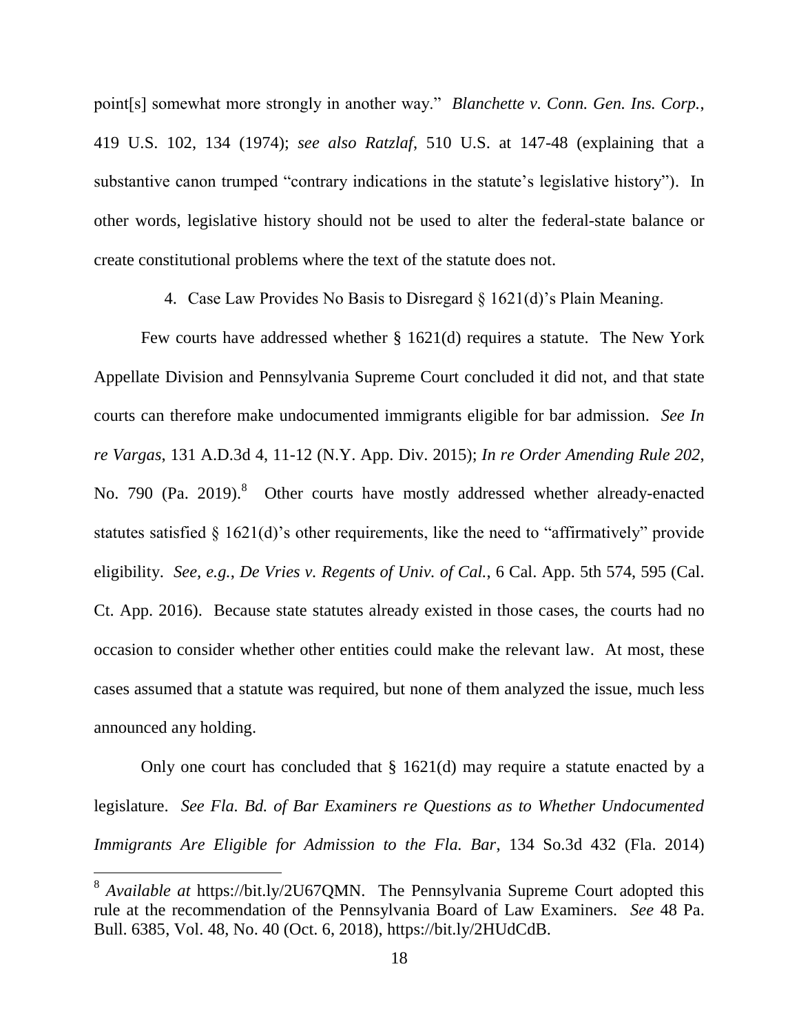point[s] somewhat more strongly in another way." *Blanchette v. Conn. Gen. Ins. Corp.*, 419 U.S. 102, 134 (1974); *see also Ratzlaf*, 510 U.S. at 147-48 (explaining that a substantive canon trumped "contrary indications in the statute's legislative history"). In other words, legislative history should not be used to alter the federal-state balance or create constitutional problems where the text of the statute does not.

4. Case Law Provides No Basis to Disregard § 1621(d)'s Plain Meaning.

Few courts have addressed whether § 1621(d) requires a statute. The New York Appellate Division and Pennsylvania Supreme Court concluded it did not, and that state courts can therefore make undocumented immigrants eligible for bar admission. *See In re Vargas*, 131 A.D.3d 4, 11-12 (N.Y. App. Div. 2015); *In re Order Amending Rule 202*, No. 790 (Pa. 2019).[8] Other courts have mostly addressed whether already-enacted statutes satisfied § 1621(d)'s other requirements, like the need to "affirmatively" provide eligibility. *See, e.g.*, *De Vries v. Regents of Univ. of Cal.*, 6 Cal. App. 5th 574, 595 (Cal. Ct. App. 2016). Because state statutes already existed in those cases, the courts had no occasion to consider whether other entities could make the relevant law. At most, these cases assumed that a statute was required, but none of them analyzed the issue, much less announced any holding.

Only one court has concluded that § 1621(d) may require a statute enacted by a legislature. *See Fla. Bd. of Bar Examiners re Questions as to Whether Undocumented Immigrants Are Eligible for Admission to the Fla. Bar*, 134 So.3d 432 (Fla. 2014)

[8] *Available at* https://bit.ly/2U67QMN. The Pennsylvania Supreme Court adopted this rule at the recommendation of the Pennsylvania Board of Law Examiners. *See* 48 Pa. Bull. 6385, Vol. 48, No. 40 (Oct. 6, 2018), https://bit.ly/2HUdCdB.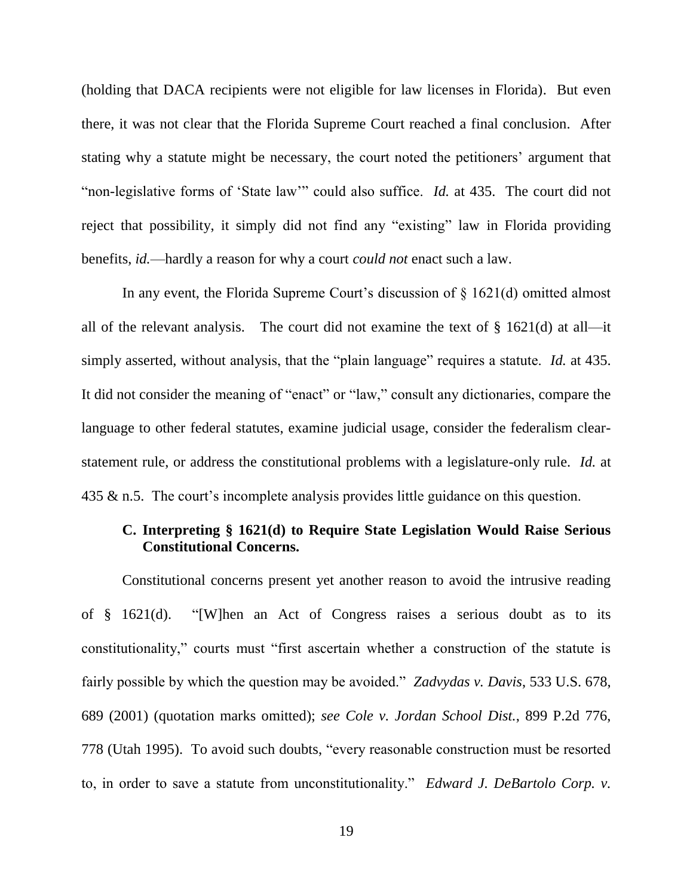(holding that DACA recipients were not eligible for law licenses in Florida). But even there, it was not clear that the Florida Supreme Court reached a final conclusion. After stating why a statute might be necessary, the court noted the petitioners' argument that "non-legislative forms of 'State law'" could also suffice. *Id.* at 435. The court did not reject that possibility, it simply did not find any "existing" law in Florida providing benefits, *id.*—hardly a reason for why a court *could not* enact such a law.

In any event, the Florida Supreme Court's discussion of § 1621(d) omitted almost all of the relevant analysis. The court did not examine the text of § 1621(d) at all—it simply asserted, without analysis, that the "plain language" requires a statute. *Id.* at 435. It did not consider the meaning of "enact" or "law," consult any dictionaries, compare the language to other federal statutes, examine judicial usage, consider the federalism clear-statement rule, or address the constitutional problems with a legislature-only rule. *Id.* at 435 & n.5. The court's incomplete analysis provides little guidance on this question.

### C. Interpreting § 1621(d) to Require State Legislation Would Raise Serious Constitutional Concerns.

Constitutional concerns present yet another reason to avoid the intrusive reading of § 1621(d). "[W]hen an Act of Congress raises a serious doubt as to its constitutionality," courts must "first ascertain whether a construction of the statute is fairly possible by which the question may be avoided." *Zadvydas v. Davis*, 533 U.S. 678, 689 (2001) (quotation marks omitted); *see Cole v. Jordan School Dist.*, 899 P.2d 776, 778 (Utah 1995). To avoid such doubts, "every reasonable construction must be resorted to, in order to save a statute from unconstitutionality." *Edward J. DeBartolo Corp. v.*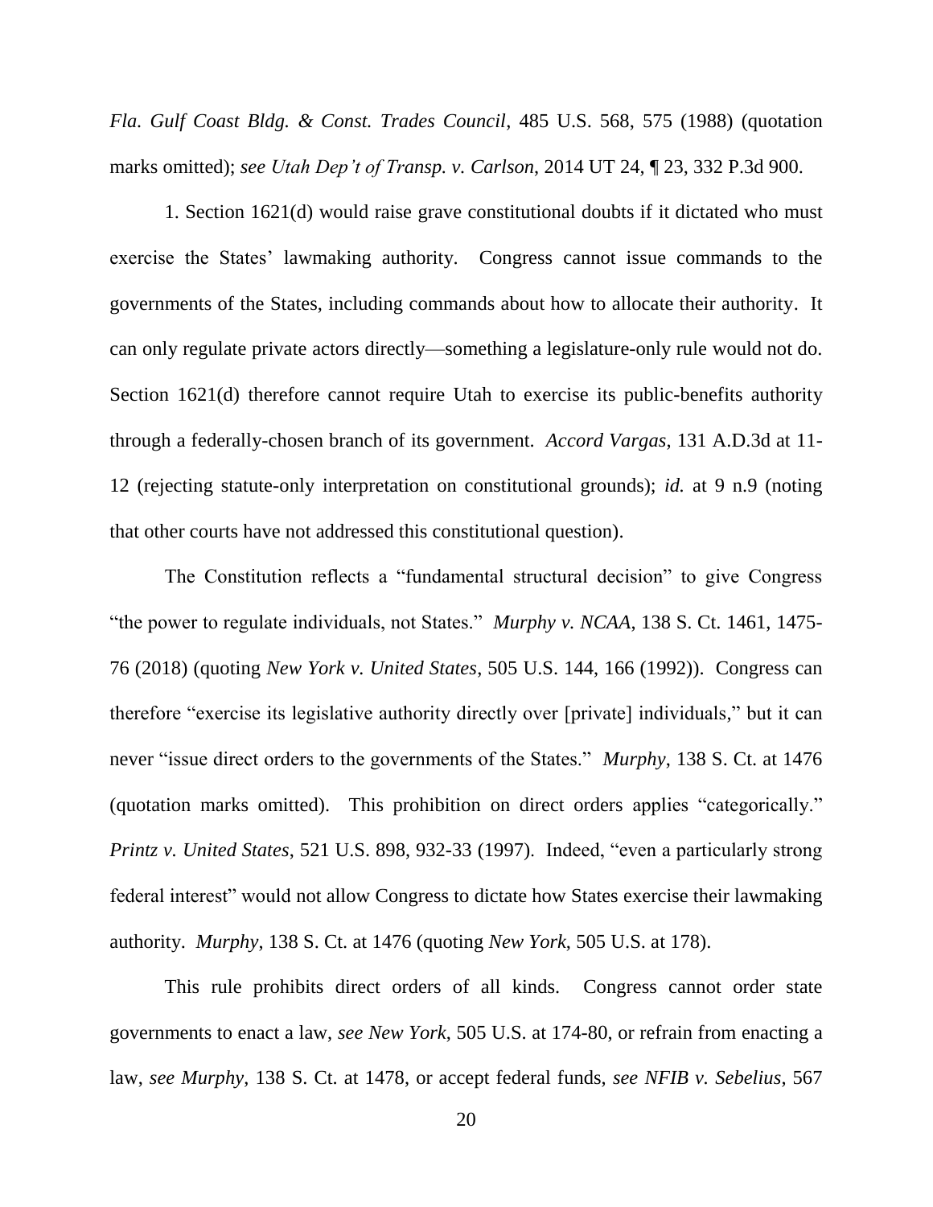*Fla. Gulf Coast Bldg. & Const. Trades Council*, 485 U.S. 568, 575 (1988) (quotation marks omitted); *see Utah Dep't of Transp. v. Carlson*, 2014 UT 24, ¶ 23, 332 P.3d 900.

1. Section 1621(d) would raise grave constitutional doubts if it dictated who must exercise the States' lawmaking authority. Congress cannot issue commands to the governments of the States, including commands about how to allocate their authority. It can only regulate private actors directly—something a legislature-only rule would not do. Section 1621(d) therefore cannot require Utah to exercise its public-benefits authority through a federally-chosen branch of its government. *Accord Vargas*, 131 A.D.3d at 11-12 (rejecting statute-only interpretation on constitutional grounds); *id.* at 9 n.9 (noting that other courts have not addressed this constitutional question).

The Constitution reflects a "fundamental structural decision" to give Congress "the power to regulate individuals, not States." *Murphy v. NCAA*, 138 S. Ct. 1461, 1475-76 (2018) (quoting *New York v. United States*, 505 U.S. 144, 166 (1992)). Congress can therefore "exercise its legislative authority directly over [private] individuals," but it can never "issue direct orders to the governments of the States." *Murphy*, 138 S. Ct. at 1476 (quotation marks omitted). This prohibition on direct orders applies "categorically." *Printz v. United States*, 521 U.S. 898, 932-33 (1997). Indeed, "even a particularly strong federal interest" would not allow Congress to dictate how States exercise their lawmaking authority. *Murphy*, 138 S. Ct. at 1476 (quoting *New York*, 505 U.S. at 178).

This rule prohibits direct orders of all kinds. Congress cannot order state governments to enact a law, *see New York*, 505 U.S. at 174-80, or refrain from enacting a law, *see Murphy*, 138 S. Ct. at 1478, or accept federal funds, *see NFIB v. Sebelius*, 567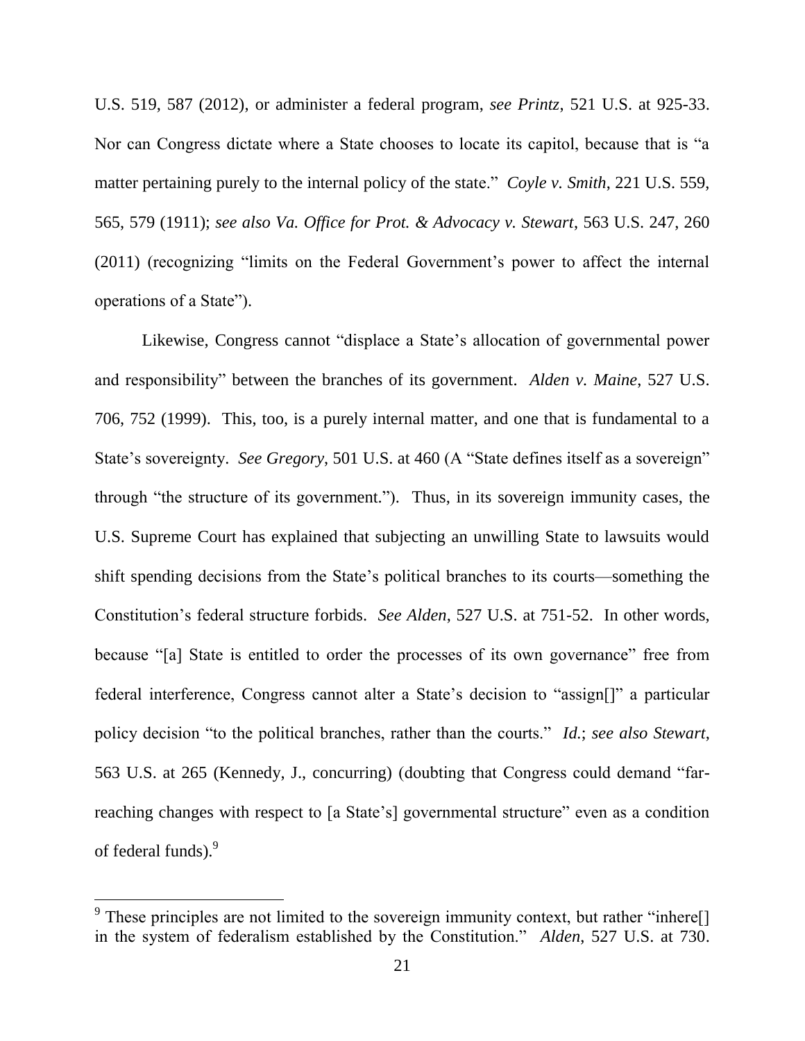U.S. 519, 587 (2012), or administer a federal program, *see Printz*, 521 U.S. at 925-33. Nor can Congress dictate where a State chooses to locate its capitol, because that is "a matter pertaining purely to the internal policy of the state." *Coyle v. Smith*, 221 U.S. 559, 565, 579 (1911); *see also Va. Office for Prot. & Advocacy v. Stewart*, 563 U.S. 247, 260 (2011) (recognizing "limits on the Federal Government's power to affect the internal operations of a State").

Likewise, Congress cannot "displace a State's allocation of governmental power and responsibility" between the branches of its government. *Alden v. Maine*, 527 U.S. 706, 752 (1999). This, too, is a purely internal matter, and one that is fundamental to a State's sovereignty. *See Gregory*, 501 U.S. at 460 (A "State defines itself as a sovereign" through "the structure of its government."). Thus, in its sovereign immunity cases, the U.S. Supreme Court has explained that subjecting an unwilling State to lawsuits would shift spending decisions from the State's political branches to its courts—something the Constitution's federal structure forbids. *See Alden*, 527 U.S. at 751-52. In other words, because "[a] State is entitled to order the processes of its own governance" free from federal interference, Congress cannot alter a State's decision to "assign[]" a particular policy decision "to the political branches, rather than the courts." *Id.*; *see also Stewart*, 563 U.S. at 265 (Kennedy, J., concurring) (doubting that Congress could demand "far-reaching changes with respect to [a State's] governmental structure" even as a condition of federal funds).[9]

---

[9] These principles are not limited to the sovereign immunity context, but rather "inhere[] in the system of federalism established by the Constitution." *Alden*, 527 U.S. at 730.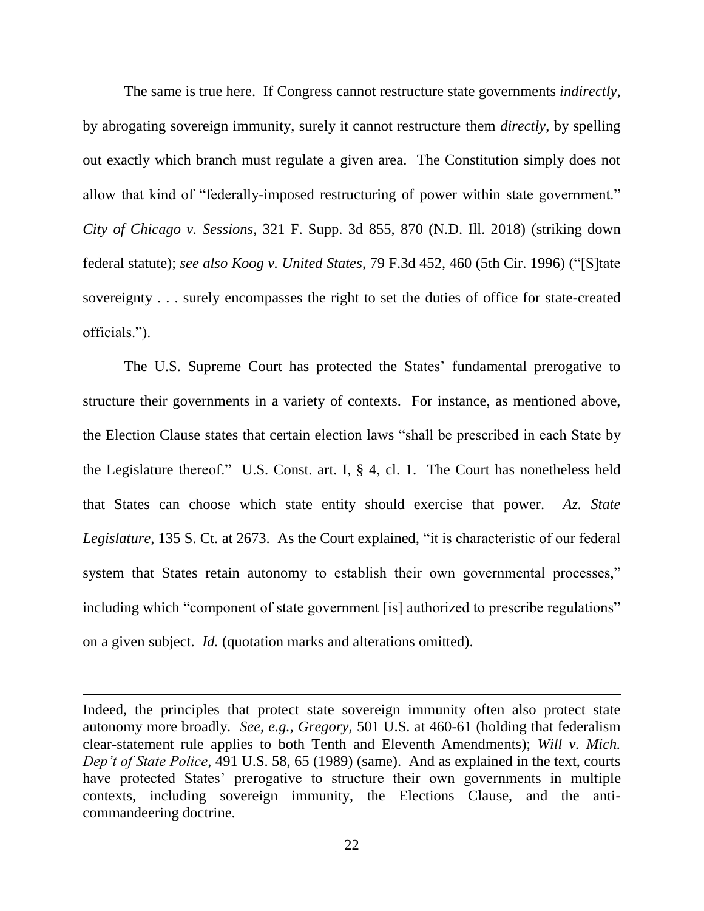The same is true here. If Congress cannot restructure state governments *indirectly*, by abrogating sovereign immunity, surely it cannot restructure them *directly*, by spelling out exactly which branch must regulate a given area. The Constitution simply does not allow that kind of "federally-imposed restructuring of power within state government." *City of Chicago v. Sessions*, 321 F. Supp. 3d 855, 870 (N.D. Ill. 2018) (striking down federal statute); *see also Koog v. United States*, 79 F.3d 452, 460 (5th Cir. 1996) ("[S]tate sovereignty . . . surely encompasses the right to set the duties of office for state-created officials.").

The U.S. Supreme Court has protected the States' fundamental prerogative to structure their governments in a variety of contexts. For instance, as mentioned above, the Election Clause states that certain election laws "shall be prescribed in each State by the Legislature thereof." U.S. Const. art. I, § 4, cl. 1. The Court has nonetheless held that States can choose which state entity should exercise that power. *Az. State Legislature*, 135 S. Ct. at 2673. As the Court explained, "it is characteristic of our federal system that States retain autonomy to establish their own governmental processes," including which "component of state government [is] authorized to prescribe regulations" on a given subject. *Id.* (quotation marks and alterations omitted).

---

Indeed, the principles that protect state sovereign immunity often also protect state autonomy more broadly. *See, e.g.*, *Gregory*, 501 U.S. at 460-61 (holding that federalism clear-statement rule applies to both Tenth and Eleventh Amendments); *Will v. Mich. Dep't of State Police*, 491 U.S. 58, 65 (1989) (same). And as explained in the text, courts have protected States' prerogative to structure their own governments in multiple contexts, including sovereign immunity, the Elections Clause, and the anti-commandeering doctrine.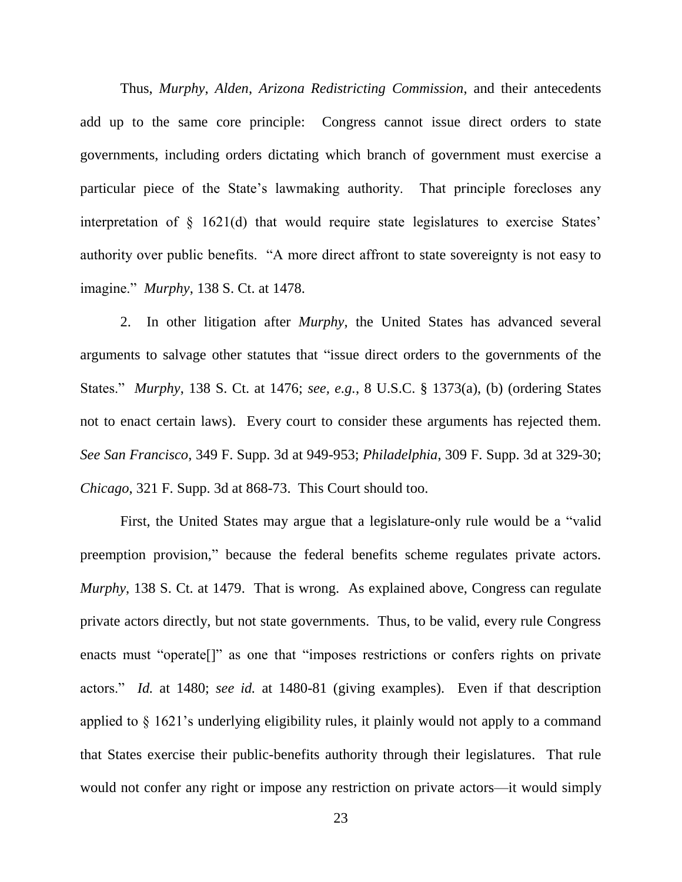Thus, *Murphy*, *Alden*, *Arizona Redistricting Commission*, and their antecedents add up to the same core principle: Congress cannot issue direct orders to state governments, including orders dictating which branch of government must exercise a particular piece of the State's lawmaking authority. That principle forecloses any interpretation of § 1621(d) that would require state legislatures to exercise States' authority over public benefits. "A more direct affront to state sovereignty is not easy to imagine." *Murphy*, 138 S. Ct. at 1478.

2. In other litigation after *Murphy*, the United States has advanced several arguments to salvage other statutes that "issue direct orders to the governments of the States." *Murphy*, 138 S. Ct. at 1476; *see, e.g.*, 8 U.S.C. § 1373(a), (b) (ordering States not to enact certain laws). Every court to consider these arguments has rejected them. *See San Francisco*, 349 F. Supp. 3d at 949-953; *Philadelphia*, 309 F. Supp. 3d at 329-30; *Chicago*, 321 F. Supp. 3d at 868-73. This Court should too.

First, the United States may argue that a legislature-only rule would be a "valid preemption provision," because the federal benefits scheme regulates private actors. *Murphy*, 138 S. Ct. at 1479. That is wrong. As explained above, Congress can regulate private actors directly, but not state governments. Thus, to be valid, every rule Congress enacts must "operate[]" as one that "imposes restrictions or confers rights on private actors." *Id.* at 1480; *see id.* at 1480-81 (giving examples). Even if that description applied to § 1621's underlying eligibility rules, it plainly would not apply to a command that States exercise their public-benefits authority through their legislatures. That rule would not confer any right or impose any restriction on private actors—it would simply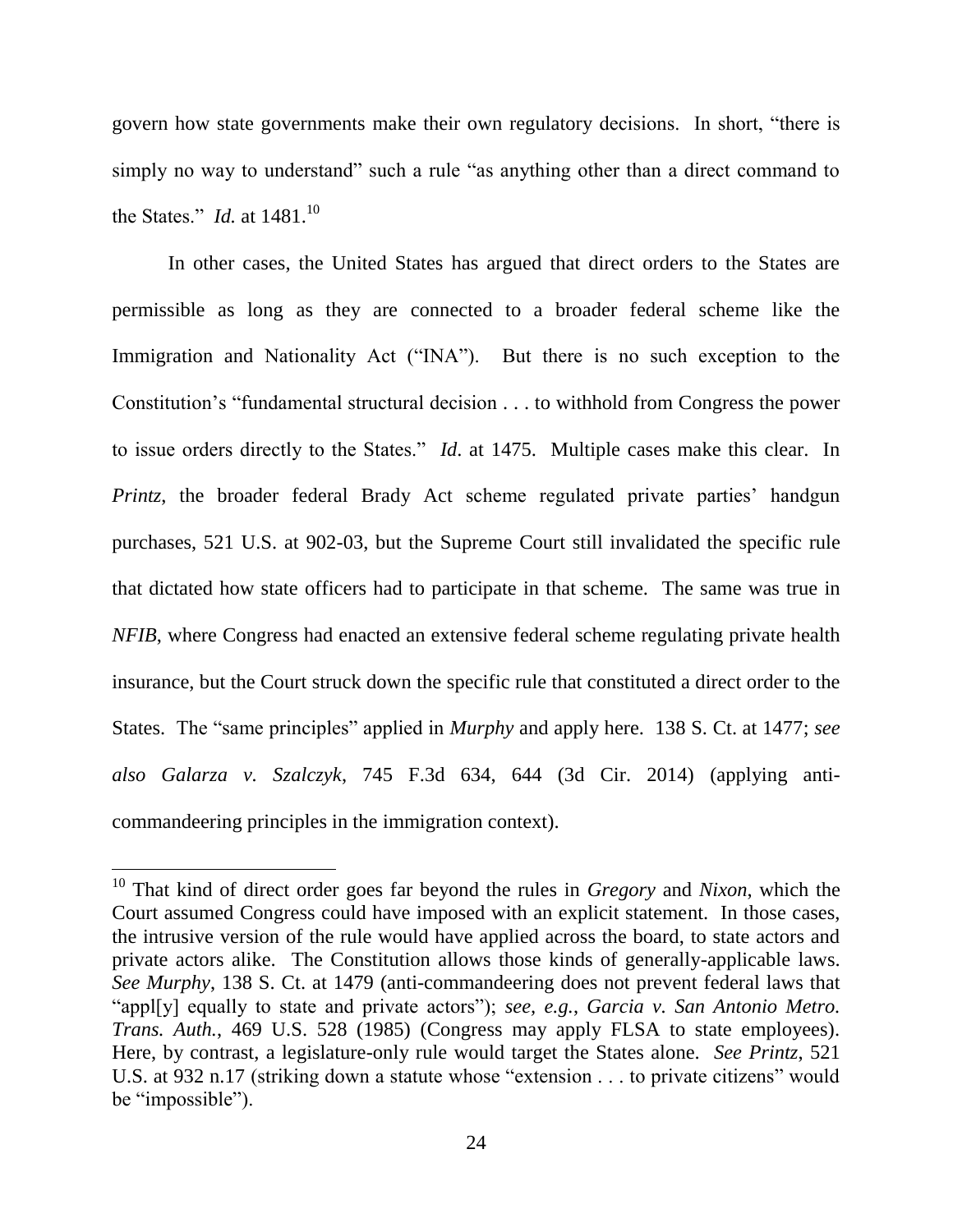govern how state governments make their own regulatory decisions. In short, "there is simply no way to understand" such a rule "as anything other than a direct command to the States." *Id.* at 1481.[10]

In other cases, the United States has argued that direct orders to the States are permissible as long as they are connected to a broader federal scheme like the Immigration and Nationality Act ("INA"). But there is no such exception to the Constitution's "fundamental structural decision . . . to withhold from Congress the power to issue orders directly to the States." *Id*. at 1475. Multiple cases make this clear. In *Printz*, the broader federal Brady Act scheme regulated private parties' handgun purchases, 521 U.S. at 902-03, but the Supreme Court still invalidated the specific rule that dictated how state officers had to participate in that scheme. The same was true in *NFIB*, where Congress had enacted an extensive federal scheme regulating private health insurance, but the Court struck down the specific rule that constituted a direct order to the States. The "same principles" applied in *Murphy* and apply here. 138 S. Ct. at 1477; *see also Galarza v. Szalczyk*, 745 F.3d 634, 644 (3d Cir. 2014) (applying anti-commandeering principles in the immigration context).

---

[10] That kind of direct order goes far beyond the rules in *Gregory* and *Nixon*, which the Court assumed Congress could have imposed with an explicit statement. In those cases, the intrusive version of the rule would have applied across the board, to state actors and private actors alike. The Constitution allows those kinds of generally-applicable laws. *See Murphy*, 138 S. Ct. at 1479 (anti-commandeering does not prevent federal laws that "appl[y] equally to state and private actors"); *see, e.g.*, *Garcia v. San Antonio Metro. Trans. Auth.*, 469 U.S. 528 (1985) (Congress may apply FLSA to state employees). Here, by contrast, a legislature-only rule would target the States alone. *See Printz*, 521 U.S. at 932 n.17 (striking down a statute whose "extension . . . to private citizens" would be "impossible").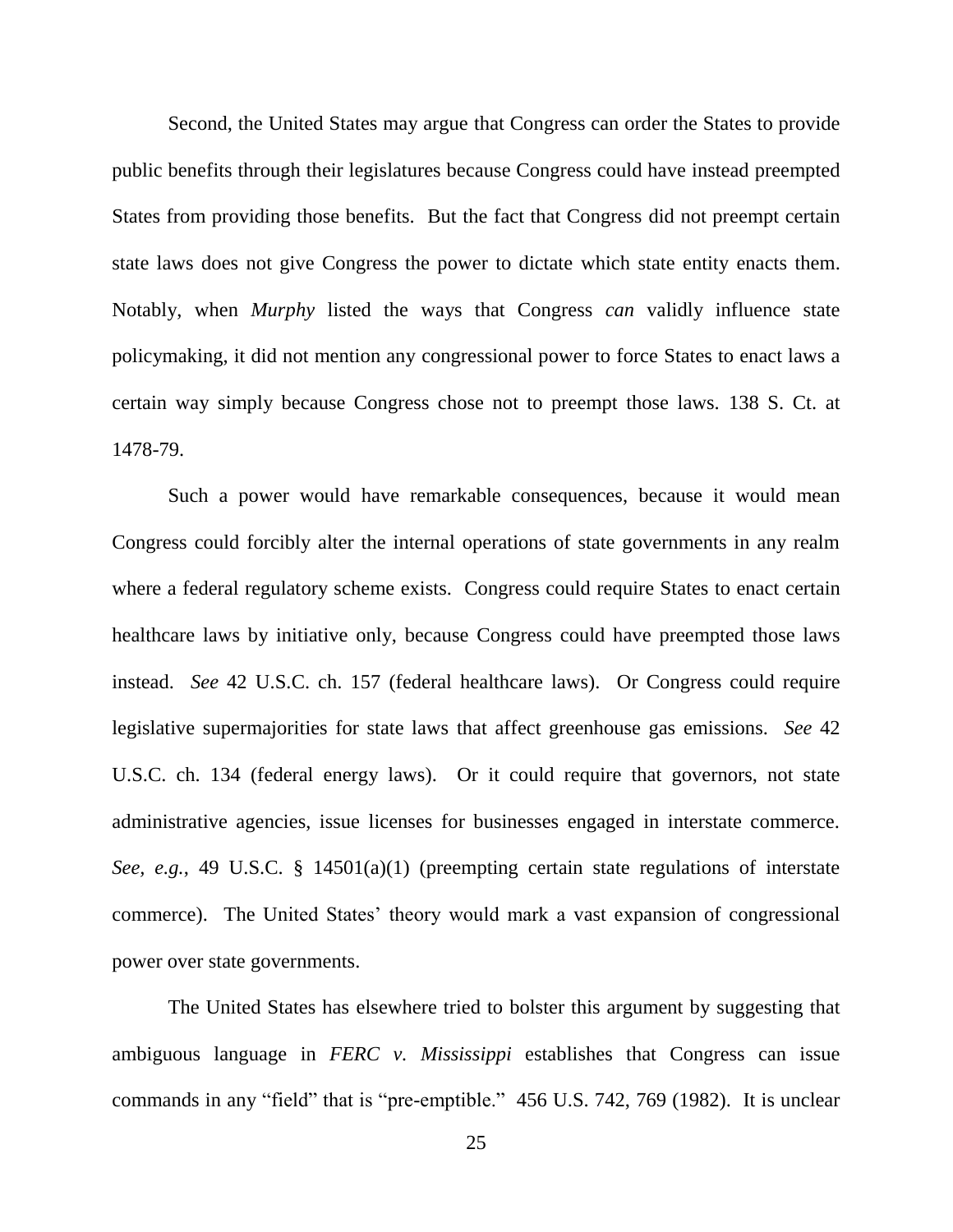Second, the United States may argue that Congress can order the States to provide public benefits through their legislatures because Congress could have instead preempted States from providing those benefits. But the fact that Congress did not preempt certain state laws does not give Congress the power to dictate which state entity enacts them. Notably, when *Murphy* listed the ways that Congress *can* validly influence state policymaking, it did not mention any congressional power to force States to enact laws a certain way simply because Congress chose not to preempt those laws. 138 S. Ct. at 1478-79.

Such a power would have remarkable consequences, because it would mean Congress could forcibly alter the internal operations of state governments in any realm where a federal regulatory scheme exists. Congress could require States to enact certain healthcare laws by initiative only, because Congress could have preempted those laws instead. *See* 42 U.S.C. ch. 157 (federal healthcare laws). Or Congress could require legislative supermajorities for state laws that affect greenhouse gas emissions. *See* 42 U.S.C. ch. 134 (federal energy laws). Or it could require that governors, not state administrative agencies, issue licenses for businesses engaged in interstate commerce. *See, e.g.*, 49 U.S.C. § 14501(a)(1) (preempting certain state regulations of interstate commerce). The United States' theory would mark a vast expansion of congressional power over state governments.

The United States has elsewhere tried to bolster this argument by suggesting that ambiguous language in *FERC v. Mississippi* establishes that Congress can issue commands in any "field" that is "pre-emptible." 456 U.S. 742, 769 (1982). It is unclear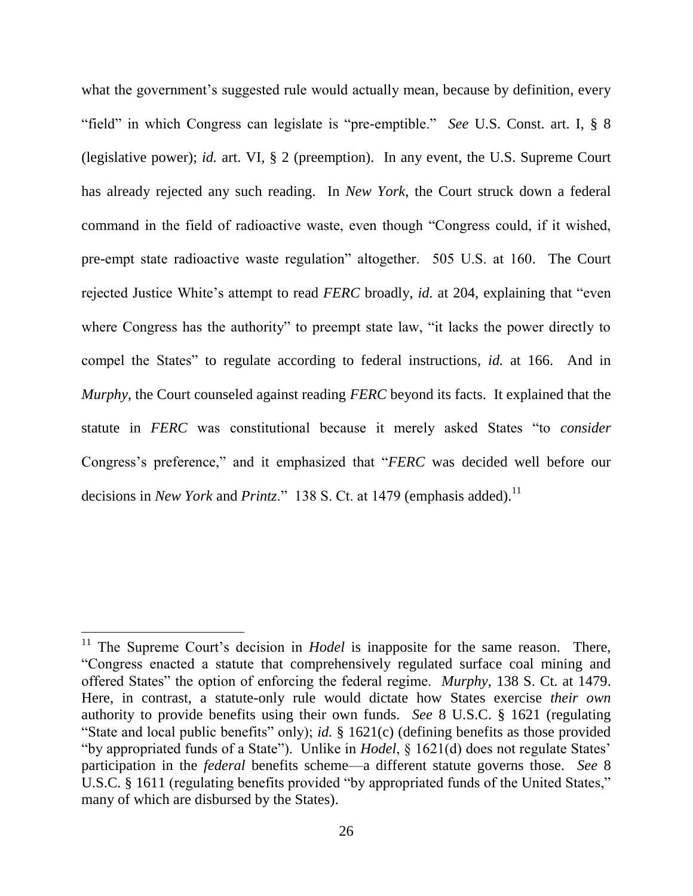what the government's suggested rule would actually mean, because by definition, every "field" in which Congress can legislate is "pre-emptible." *See* U.S. Const. art. I, § 8 (legislative power); *id.* art. VI, § 2 (preemption). In any event, the U.S. Supreme Court has already rejected any such reading. In *New York*, the Court struck down a federal command in the field of radioactive waste, even though "Congress could, if it wished, pre-empt state radioactive waste regulation" altogether. 505 U.S. at 160. The Court rejected Justice White's attempt to read *FERC* broadly, *id.* at 204, explaining that "even where Congress has the authority" to preempt state law, "it lacks the power directly to compel the States" to regulate according to federal instructions, *id.* at 166. And in *Murphy*, the Court counseled against reading *FERC* beyond its facts. It explained that the statute in *FERC* was constitutional because it merely asked States "to *consider* Congress's preference," and it emphasized that "*FERC* was decided well before our decisions in *New York* and *Printz*." 138 S. Ct. at 1479 (emphasis added).[11]

---

[11] The Supreme Court's decision in *Hodel* is inapposite for the same reason. There, "Congress enacted a statute that comprehensively regulated surface coal mining and offered States" the option of enforcing the federal regime. *Murphy*, 138 S. Ct. at 1479. Here, in contrast, a statute-only rule would dictate how States exercise *their own* authority to provide benefits using their own funds. *See* 8 U.S.C. § 1621 (regulating "State and local public benefits" only); *id.* § 1621(c) (defining benefits as those provided "by appropriated funds of a State"). Unlike in *Hodel*, § 1621(d) does not regulate States' participation in the *federal* benefits scheme—a different statute governs those. *See* 8 U.S.C. § 1611 (regulating benefits provided "by appropriated funds of the United States," many of which are disbursed by the States).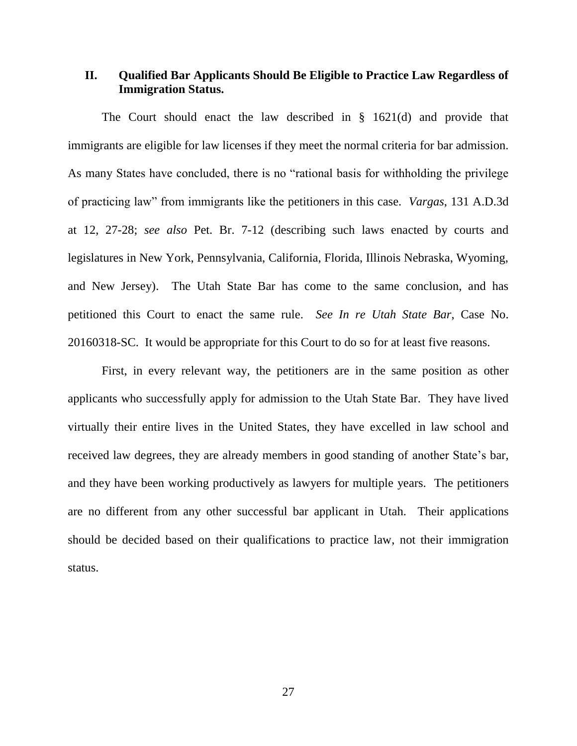## II. Qualified Bar Applicants Should Be Eligible to Practice Law Regardless of Immigration Status.

The Court should enact the law described in § 1621(d) and provide that immigrants are eligible for law licenses if they meet the normal criteria for bar admission. As many States have concluded, there is no "rational basis for withholding the privilege of practicing law" from immigrants like the petitioners in this case. *Vargas*, 131 A.D.3d at 12, 27-28; *see also* Pet. Br. 7-12 (describing such laws enacted by courts and legislatures in New York, Pennsylvania, California, Florida, Illinois Nebraska, Wyoming, and New Jersey). The Utah State Bar has come to the same conclusion, and has petitioned this Court to enact the same rule. *See In re Utah State Bar*, Case No. 20160318-SC. It would be appropriate for this Court to do so for at least five reasons.

First, in every relevant way, the petitioners are in the same position as other applicants who successfully apply for admission to the Utah State Bar. They have lived virtually their entire lives in the United States, they have excelled in law school and received law degrees, they are already members in good standing of another State's bar, and they have been working productively as lawyers for multiple years. The petitioners are no different from any other successful bar applicant in Utah. Their applications should be decided based on their qualifications to practice law, not their immigration status.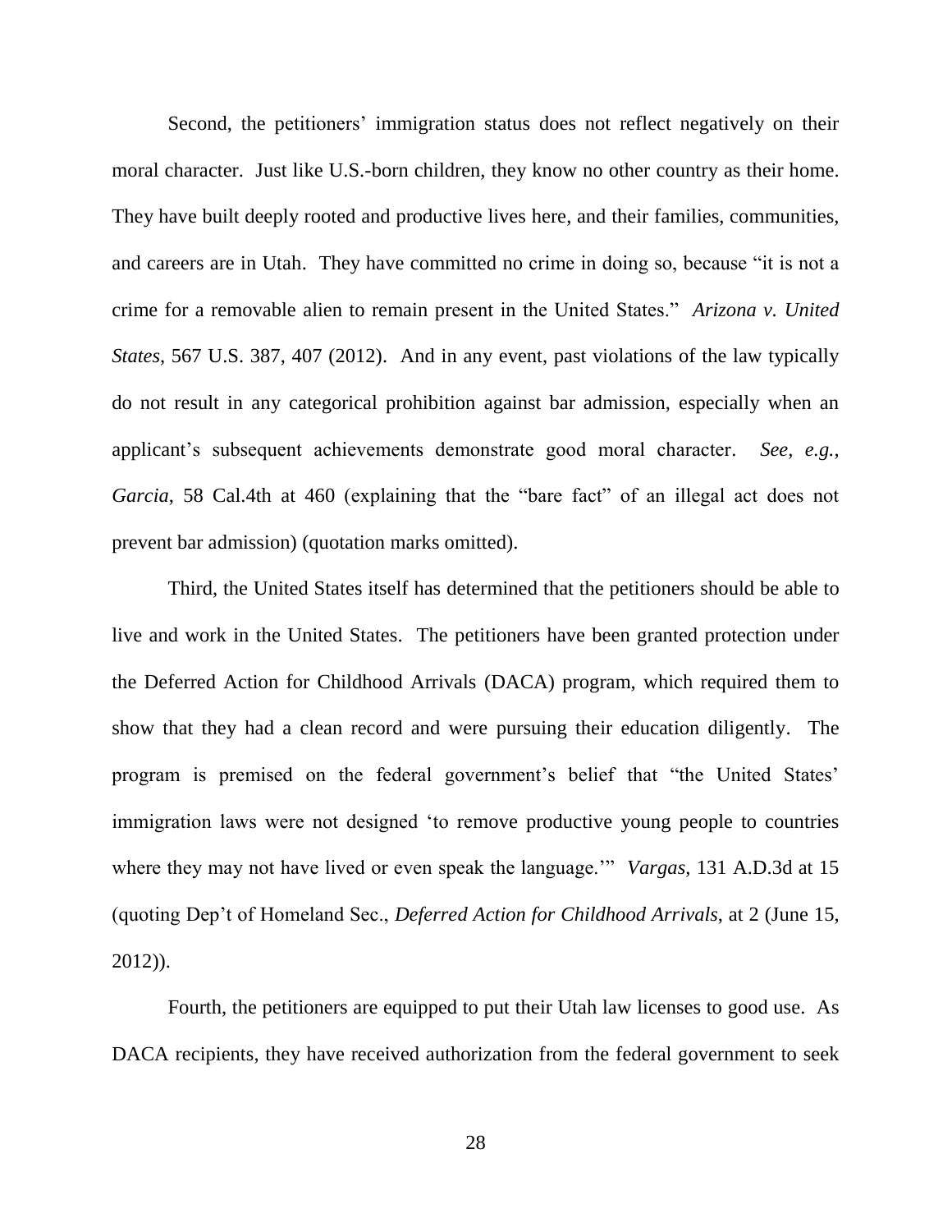Second, the petitioners' immigration status does not reflect negatively on their moral character. Just like U.S.-born children, they know no other country as their home. They have built deeply rooted and productive lives here, and their families, communities, and careers are in Utah. They have committed no crime in doing so, because "it is not a crime for a removable alien to remain present in the United States." *Arizona v. United States*, 567 U.S. 387, 407 (2012). And in any event, past violations of the law typically do not result in any categorical prohibition against bar admission, especially when an applicant's subsequent achievements demonstrate good moral character. *See, e.g.*, *Garcia*, 58 Cal.4th at 460 (explaining that the "bare fact" of an illegal act does not prevent bar admission) (quotation marks omitted).

Third, the United States itself has determined that the petitioners should be able to live and work in the United States. The petitioners have been granted protection under the Deferred Action for Childhood Arrivals (DACA) program, which required them to show that they had a clean record and were pursuing their education diligently. The program is premised on the federal government's belief that "the United States' immigration laws were not designed 'to remove productive young people to countries where they may not have lived or even speak the language.'" *Vargas*, 131 A.D.3d at 15 (quoting Dep't of Homeland Sec., *Deferred Action for Childhood Arrivals*, at 2 (June 15, 2012)).

Fourth, the petitioners are equipped to put their Utah law licenses to good use. As DACA recipients, they have received authorization from the federal government to seek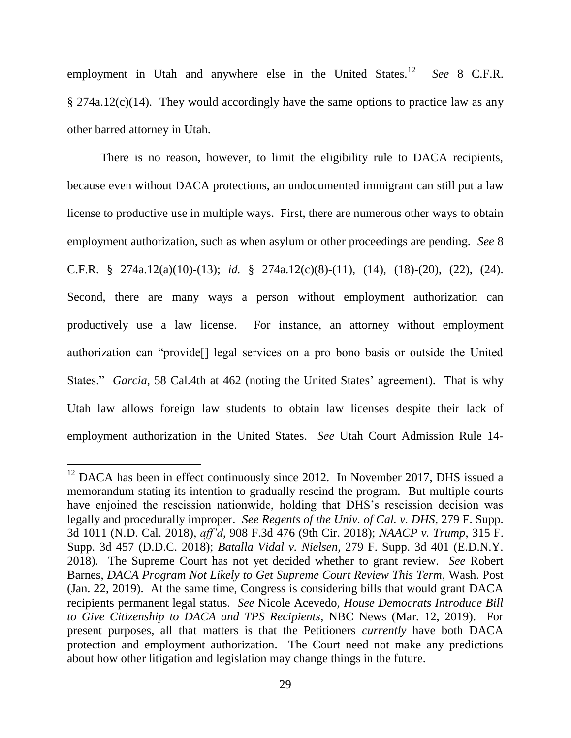employment in Utah and anywhere else in the United States.[12] *See* 8 C.F.R. § 274a.12(c)(14). They would accordingly have the same options to practice law as any other barred attorney in Utah.

There is no reason, however, to limit the eligibility rule to DACA recipients, because even without DACA protections, an undocumented immigrant can still put a law license to productive use in multiple ways. First, there are numerous other ways to obtain employment authorization, such as when asylum or other proceedings are pending. *See* 8 C.F.R. § 274a.12(a)(10)-(13); *id.* § 274a.12(c)(8)-(11), (14), (18)-(20), (22), (24). Second, there are many ways a person without employment authorization can productively use a law license. For instance, an attorney without employment authorization can "provide[] legal services on a pro bono basis or outside the United States." *Garcia*, 58 Cal.4th at 462 (noting the United States' agreement). That is why Utah law allows foreign law students to obtain law licenses despite their lack of employment authorization in the United States. *See* Utah Court Admission Rule 14-

[12] DACA has been in effect continuously since 2012. In November 2017, DHS issued a memorandum stating its intention to gradually rescind the program. But multiple courts have enjoined the rescission nationwide, holding that DHS's rescission decision was legally and procedurally improper. *See Regents of the Univ. of Cal. v. DHS*, 279 F. Supp. 3d 1011 (N.D. Cal. 2018), *aff'd*, 908 F.3d 476 (9th Cir. 2018); *NAACP v. Trump*, 315 F. Supp. 3d 457 (D.D.C. 2018); *Batalla Vidal v. Nielsen*, 279 F. Supp. 3d 401 (E.D.N.Y. 2018). The Supreme Court has not yet decided whether to grant review. *See* Robert Barnes, *DACA Program Not Likely to Get Supreme Court Review This Term*, Wash. Post (Jan. 22, 2019). At the same time, Congress is considering bills that would grant DACA recipients permanent legal status. *See* Nicole Acevedo, *House Democrats Introduce Bill to Give Citizenship to DACA and TPS Recipients*, NBC News (Mar. 12, 2019). For present purposes, all that matters is that the Petitioners *currently* have both DACA protection and employment authorization. The Court need not make any predictions about how other litigation and legislation may change things in the future.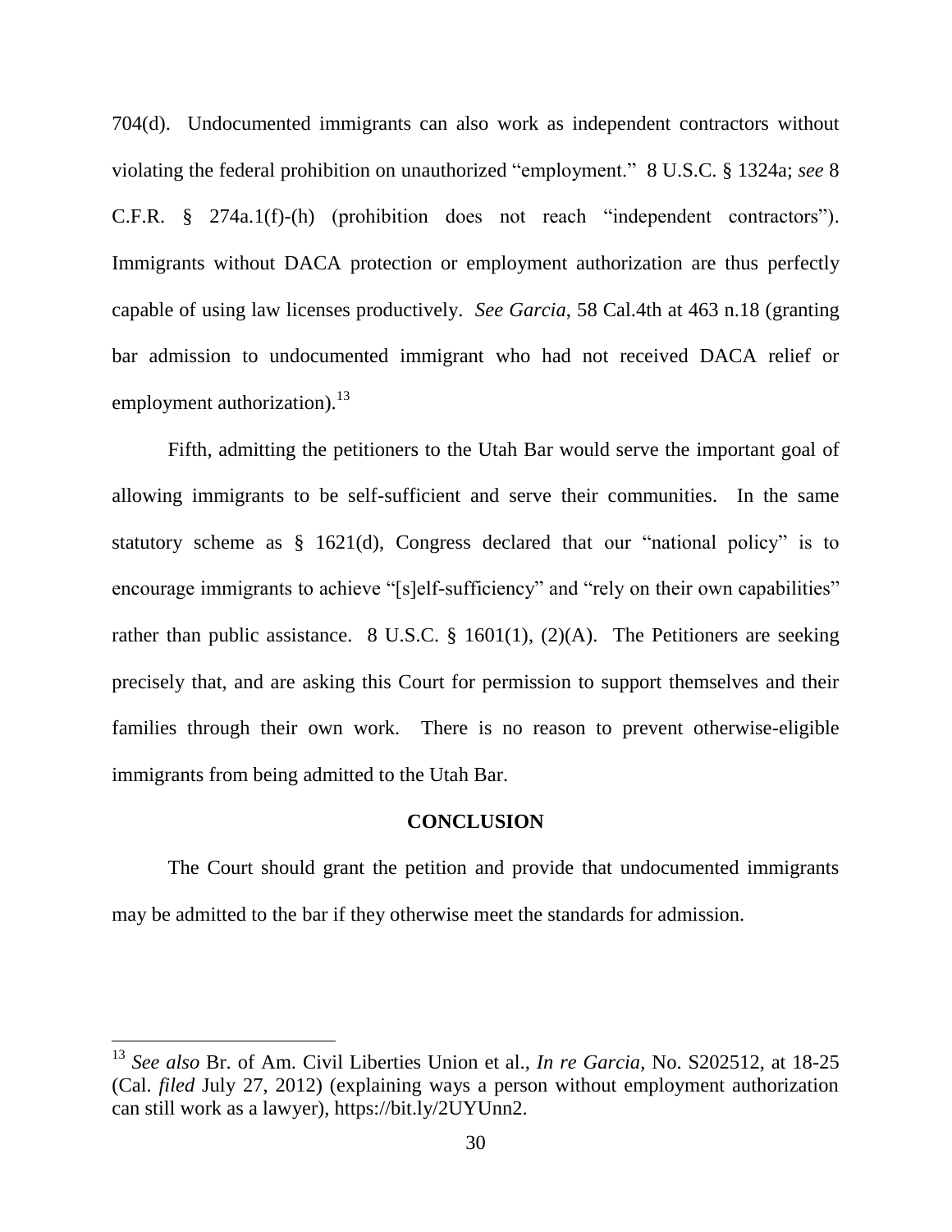704(d). Undocumented immigrants can also work as independent contractors without violating the federal prohibition on unauthorized "employment." 8 U.S.C. § 1324a; *see* 8 C.F.R. § 274a.1(f)-(h) (prohibition does not reach "independent contractors"). Immigrants without DACA protection or employment authorization are thus perfectly capable of using law licenses productively. *See Garcia*, 58 Cal.4th at 463 n.18 (granting bar admission to undocumented immigrant who had not received DACA relief or employment authorization).[13]

Fifth, admitting the petitioners to the Utah Bar would serve the important goal of allowing immigrants to be self-sufficient and serve their communities. In the same statutory scheme as § 1621(d), Congress declared that our "national policy" is to encourage immigrants to achieve "[s]elf-sufficiency" and "rely on their own capabilities" rather than public assistance. 8 U.S.C. § 1601(1), (2)(A). The Petitioners are seeking precisely that, and are asking this Court for permission to support themselves and their families through their own work. There is no reason to prevent otherwise-eligible immigrants from being admitted to the Utah Bar.

## CONCLUSION

The Court should grant the petition and provide that undocumented immigrants may be admitted to the bar if they otherwise meet the standards for admission.

---

[13] *See also* Br. of Am. Civil Liberties Union et al., *In re Garcia*, No. S202512, at 18-25 (Cal. *filed* July 27, 2012) (explaining ways a person without employment authorization can still work as a lawyer), https://bit.ly/2UYUnn2.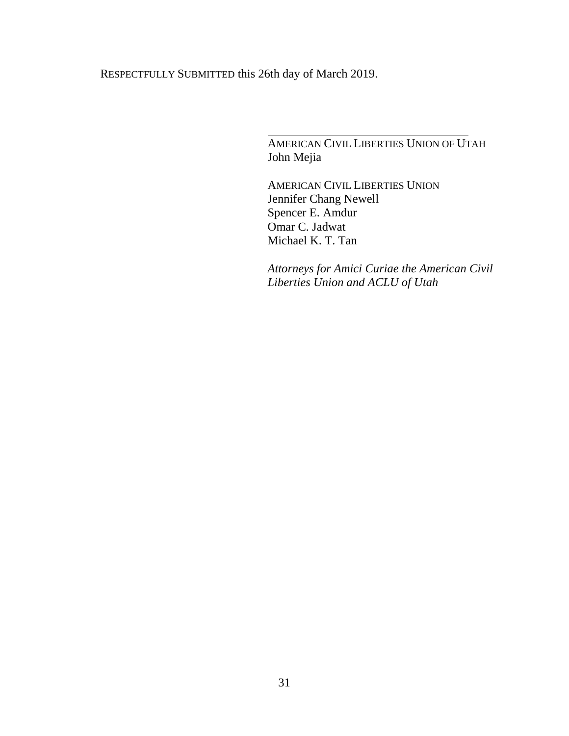RESPECTFULLY SUBMITTED this 26th day of March 2019.

\_\_\_\_\_\_\_\_\_\_\_\_\_\_\_\_\_\_\_\_\_\_\_\_\_\_\_\_\_\_\_\_\_\_\_\_

AMERICAN CIVIL LIBERTIES UNION OF UTAH
John Mejia

AMERICAN CIVIL LIBERTIES UNION
Jennifer Chang Newell
Spencer E. Amdur
Omar C. Jadwat
Michael K. T. Tan

*Attorneys for Amici Curiae the American Civil Liberties Union and ACLU of Utah*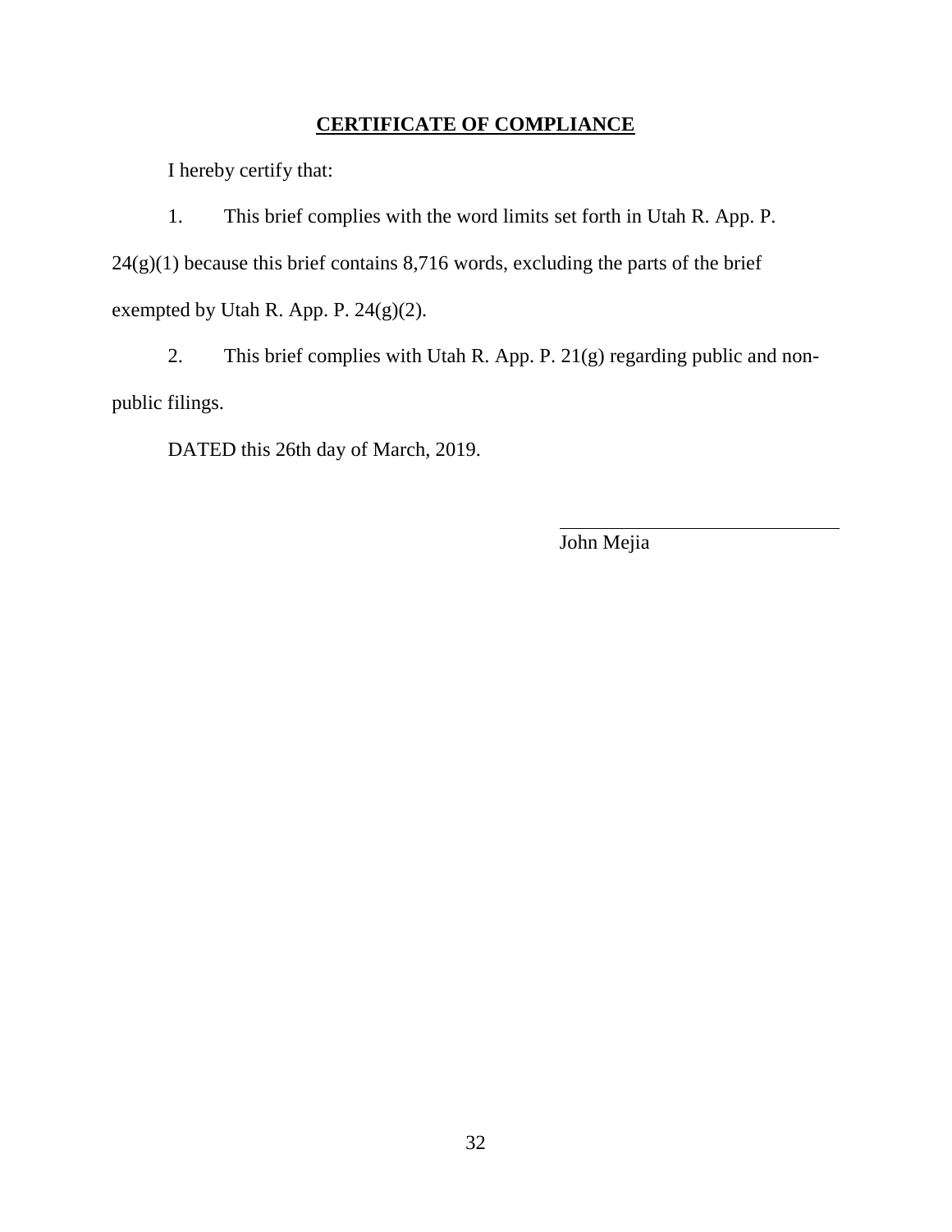## CERTIFICATE OF COMPLIANCE

I hereby certify that:

1. This brief complies with the word limits set forth in Utah R. App. P. 24(g)(1) because this brief contains 8,716 words, excluding the parts of the brief exempted by Utah R. App. P. 24(g)(2).

2. This brief complies with Utah R. App. P. 21(g) regarding public and non-public filings.

DATED this 26th day of March, 2019.

\_\_\_\_\_\_\_\_\_\_\_\_\_\_\_\_\_\_\_\_\_\_\_\_\_\_\_\_\_\_

John Mejia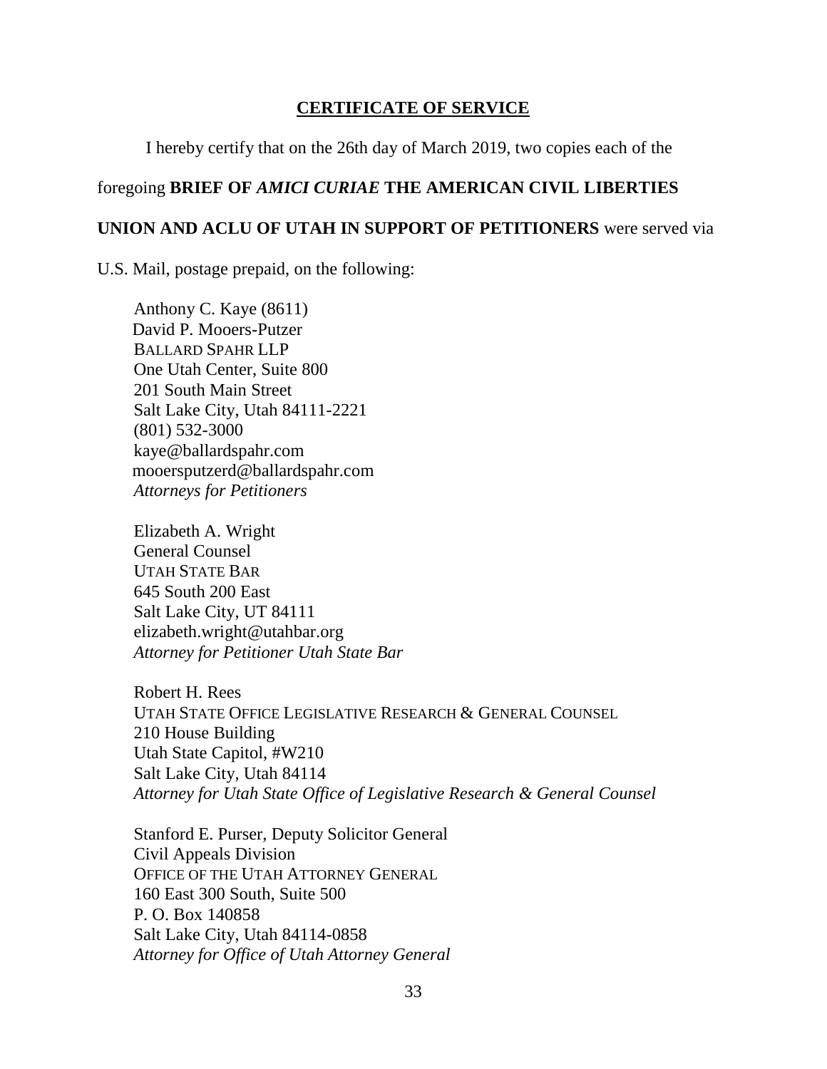## CERTIFICATE OF SERVICE

I hereby certify that on the 26th day of March 2019, two copies each of the foregoing **BRIEF OF *AMICI CURIAE* THE AMERICAN CIVIL LIBERTIES UNION AND ACLU OF UTAH IN SUPPORT OF PETITIONERS** were served via U.S. Mail, postage prepaid, on the following:

Anthony C. Kaye (8611)
David P. Mooers-Putzer
BALLARD SPAHR LLP
One Utah Center, Suite 800
201 South Main Street
Salt Lake City, Utah 84111-2221
(801) 532-3000
kaye@ballardspahr.com
mooersputzerd@ballardspahr.com
*Attorneys for Petitioners*

Elizabeth A. Wright
General Counsel
UTAH STATE BAR
645 South 200 East
Salt Lake City, UT 84111
elizabeth.wright@utahbar.org
*Attorney for Petitioner Utah State Bar*

Robert H. Rees
UTAH STATE OFFICE LEGISLATIVE RESEARCH & GENERAL COUNSEL
210 House Building
Utah State Capitol, #W210
Salt Lake City, Utah 84114
*Attorney for Utah State Office of Legislative Research & General Counsel*

Stanford E. Purser, Deputy Solicitor General
Civil Appeals Division
OFFICE OF THE UTAH ATTORNEY GENERAL
160 East 300 South, Suite 500
P. O. Box 140858
Salt Lake City, Utah 84114-0858
*Attorney for Office of Utah Attorney General*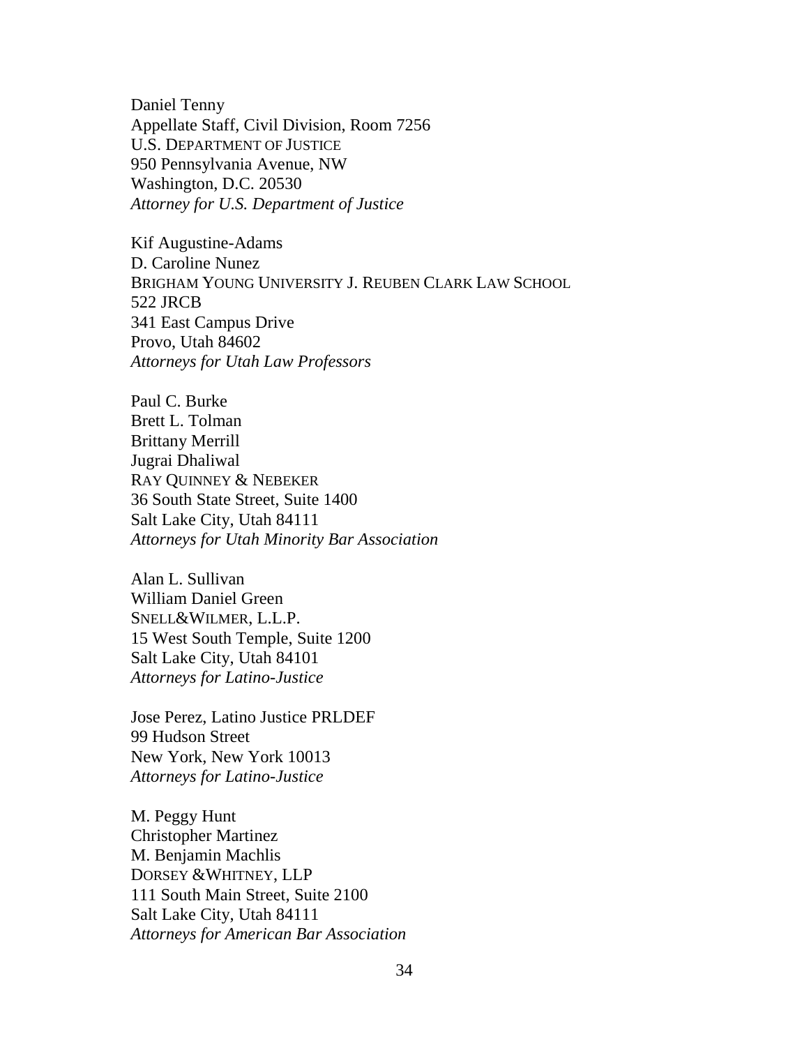Daniel Tenny
Appellate Staff, Civil Division, Room 7256
U.S. DEPARTMENT OF JUSTICE
950 Pennsylvania Avenue, NW
Washington, D.C. 20530
*Attorney for U.S. Department of Justice*

Kif Augustine-Adams
D. Caroline Nunez
BRIGHAM YOUNG UNIVERSITY J. REUBEN CLARK LAW SCHOOL
522 JRCB
341 East Campus Drive
Provo, Utah 84602
*Attorneys for Utah Law Professors*

Paul C. Burke
Brett L. Tolman
Brittany Merrill
Jugrai Dhaliwal
RAY QUINNEY & NEBEKER
36 South State Street, Suite 1400
Salt Lake City, Utah 84111
*Attorneys for Utah Minority Bar Association*

Alan L. Sullivan
William Daniel Green
SNELL&WILMER, L.L.P.
15 West South Temple, Suite 1200
Salt Lake City, Utah 84101
*Attorneys for Latino-Justice*

Jose Perez, Latino Justice PRLDEF
99 Hudson Street
New York, New York 10013
*Attorneys for Latino-Justice*

M. Peggy Hunt
Christopher Martinez
M. Benjamin Machlis
DORSEY &WHITNEY, LLP
111 South Main Street, Suite 2100
Salt Lake City, Utah 84111
*Attorneys for American Bar Association*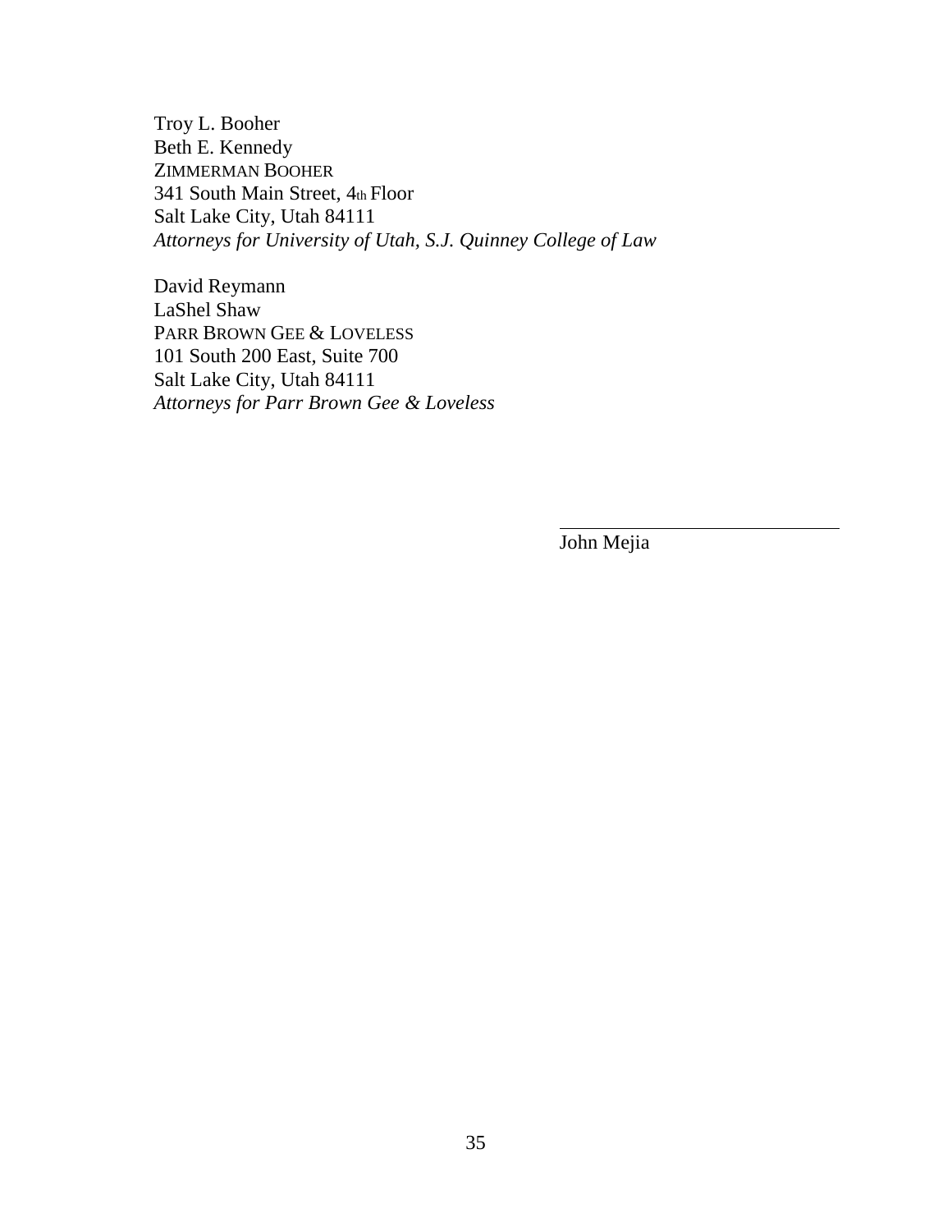Troy L. Booher
Beth E. Kennedy
ZIMMERMAN BOOHER
341 South Main Street, 4th Floor
Salt Lake City, Utah 84111
*Attorneys for University of Utah, S.J. Quinney College of Law*

David Reymann
LaShel Shaw
PARR BROWN GEE & LOVELESS
101 South 200 East, Suite 700
Salt Lake City, Utah 84111
*Attorneys for Parr Brown Gee & Loveless*

\_\_\_\_\_\_\_\_\_\_\_\_\_\_\_\_\_\_\_\_\_\_\_\_\_\_\_\_\_\_
John Mejia